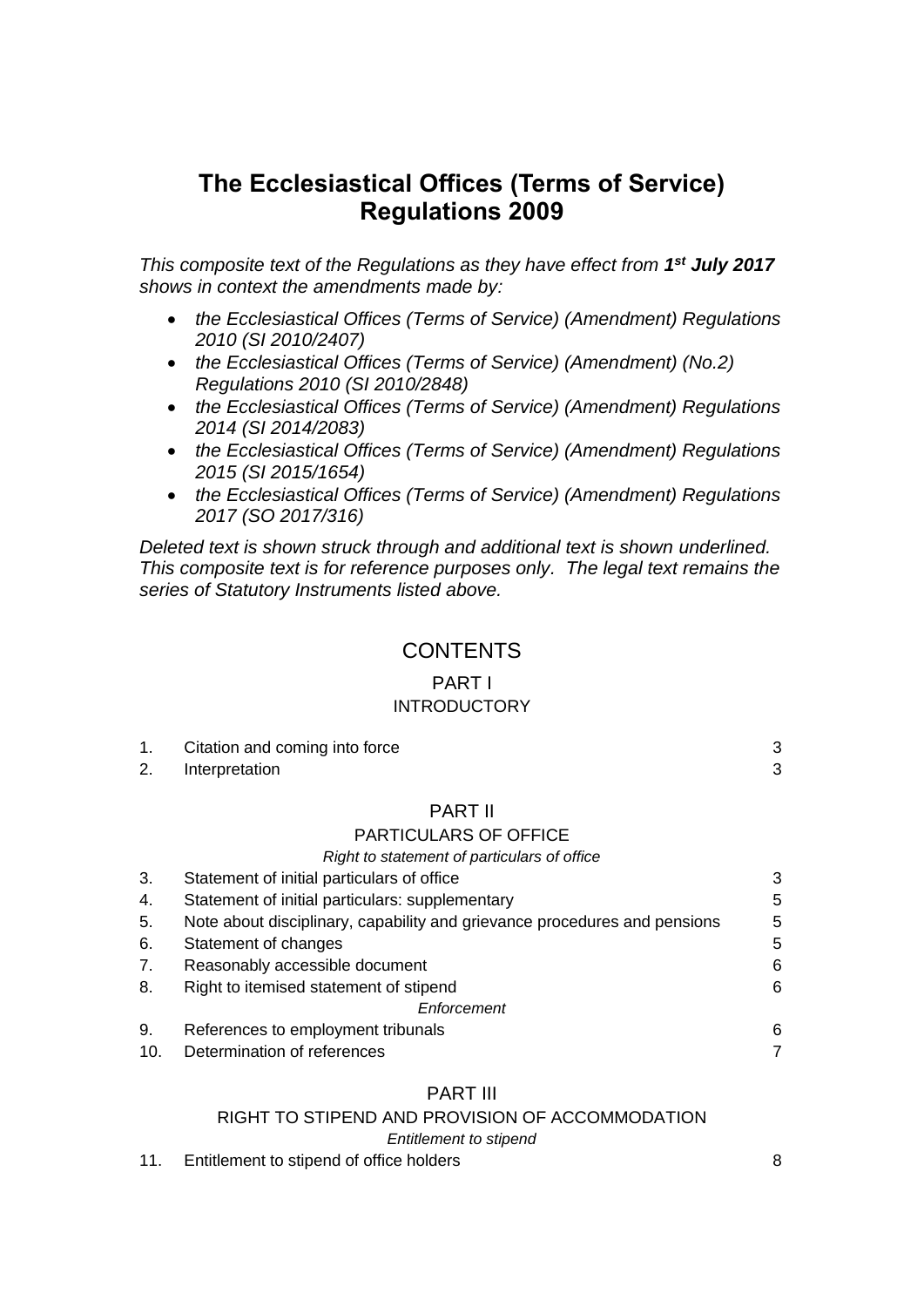# The Ecclesiastical Offices (Terms of Service) Regulations 2009

*This composite text of the Regulations as they have effect from **1st July 2017** shows in context the amendments made by:*

- *the Ecclesiastical Offices (Terms of Service) (Amendment) Regulations 2010 (SI 2010/2407)*
- *the Ecclesiastical Offices (Terms of Service) (Amendment) (No.2) Regulations 2010 (SI 2010/2848)*
- *the Ecclesiastical Offices (Terms of Service) (Amendment) Regulations 2014 (SI 2014/2083)*
- *the Ecclesiastical Offices (Terms of Service) (Amendment) Regulations 2015 (SI 2015/1654)*
- *the Ecclesiastical Offices (Terms of Service) (Amendment) Regulations 2017 (SO 2017/316)*

*Deleted text is shown struck through and additional text is shown underlined. This composite text is for reference purposes only. The legal text remains the series of Statutory Instruments listed above.*

## CONTENTS

### PART I
### INTRODUCTORY

| | | |
|---|---|---|
| 1. | Citation and coming into force | 3 |
| 2. | Interpretation | 3 |

### PART II
### PARTICULARS OF OFFICE

*Right to statement of particulars of office*

| | | |
|---|---|---|
| 3. | Statement of initial particulars of office | 3 |
| 4. | Statement of initial particulars: supplementary | 5 |
| 5. | Note about disciplinary, capability and grievance procedures and pensions | 5 |
| 6. | Statement of changes | 5 |
| 7. | Reasonably accessible document | 6 |
| 8. | Right to itemised statement of stipend | 6 |

*Enforcement*

| | | |
|---|---|---|
| 9. | References to employment tribunals | 6 |
| 10. | Determination of references | 7 |

### PART III
### RIGHT TO STIPEND AND PROVISION OF ACCOMMODATION

*Entitlement to stipend*

| | | |
|---|---|---|
| 11. | Entitlement to stipend of office holders | 8 |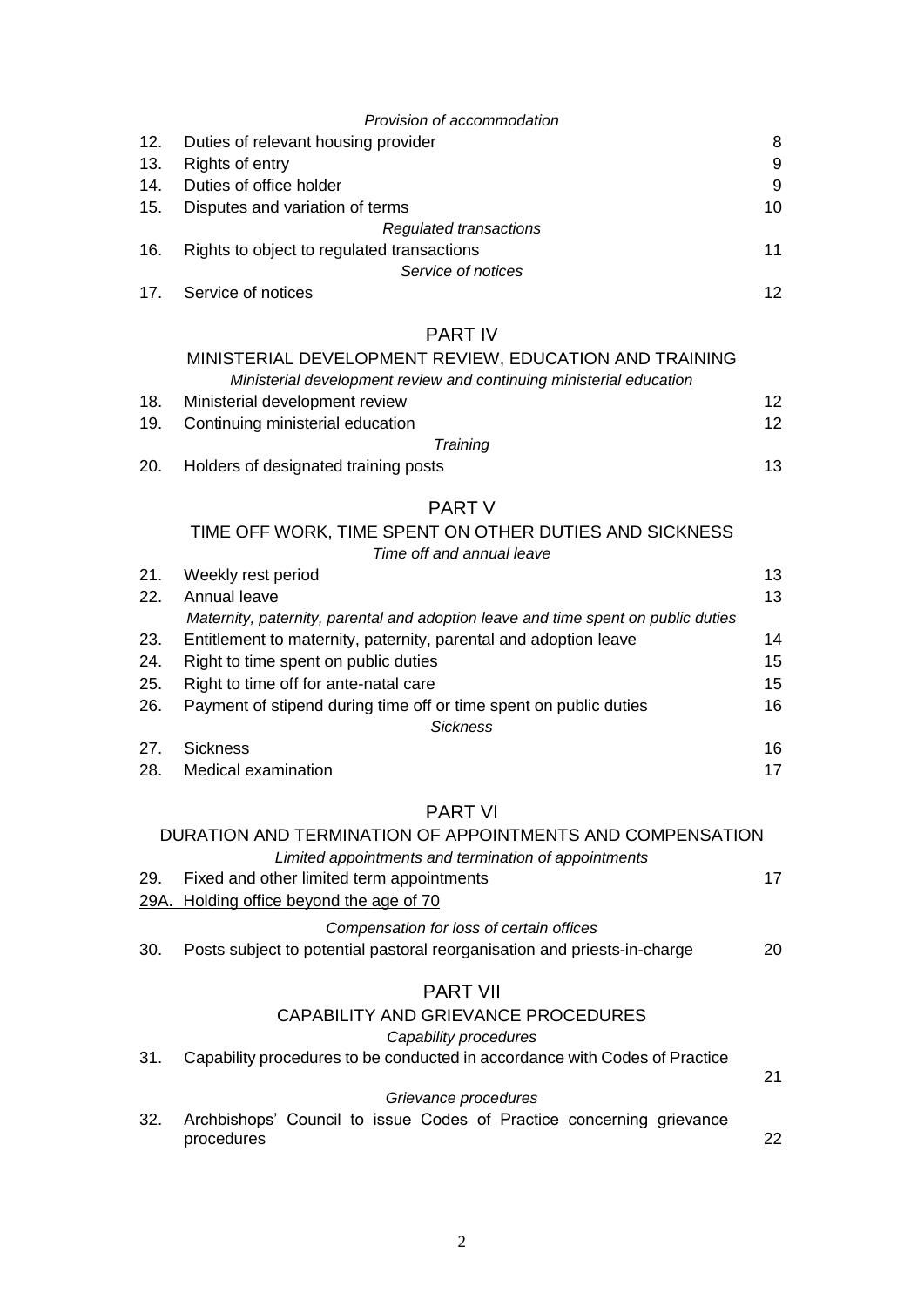*Provision of accommodation*

| | | |
|---|---|---|
| 12. | Duties of relevant housing provider | 8 |
| 13. | Rights of entry | 9 |
| 14. | Duties of office holder | 9 |
| 15. | Disputes and variation of terms | 10 |

*Regulated transactions*

| | | |
|---|---|---|
| 16. | Rights to object to regulated transactions | 11 |

*Service of notices*

| | | |
|---|---|---|
| 17. | Service of notices | 12 |

## PART IV

### MINISTERIAL DEVELOPMENT REVIEW, EDUCATION AND TRAINING

*Ministerial development review and continuing ministerial education*

| | | |
|---|---|---|
| 18. | Ministerial development review | 12 |
| 19. | Continuing ministerial education | 12 |

*Training*

| | | |
|---|---|---|
| 20. | Holders of designated training posts | 13 |

## PART V

### TIME OFF WORK, TIME SPENT ON OTHER DUTIES AND SICKNESS

*Time off and annual leave*

| | | |
|---|---|---|
| 21. | Weekly rest period | 13 |
| 22. | Annual leave | 13 |

*Maternity, paternity, parental and adoption leave and time spent on public duties*

| | | |
|---|---|---|
| 23. | Entitlement to maternity, paternity, parental and adoption leave | 14 |
| 24. | Right to time spent on public duties | 15 |
| 25. | Right to time off for ante-natal care | 15 |
| 26. | Payment of stipend during time off or time spent on public duties | 16 |

*Sickness*

| | | |
|---|---|---|
| 27. | Sickness | 16 |
| 28. | Medical examination | 17 |

## PART VI

### DURATION AND TERMINATION OF APPOINTMENTS AND COMPENSATION

*Limited appointments and termination of appointments*

| | | |
|---|---|---|
| 29. | Fixed and other limited term appointments | 17 |
| <u>29A.</u> | <u>Holding office beyond the age of 70</u> | |

*Compensation for loss of certain offices*

| | | |
|---|---|---|
| 30. | Posts subject to potential pastoral reorganisation and priests-in-charge | 20 |

## PART VII

### CAPABILITY AND GRIEVANCE PROCEDURES

*Capability procedures*

| | | |
|---|---|---|
| 31. | Capability procedures to be conducted in accordance with Codes of Practice | 21 |

*Grievance procedures*

| | | |
|---|---|---|
| 32. | Archbishops' Council to issue Codes of Practice concerning grievance procedures | 22 |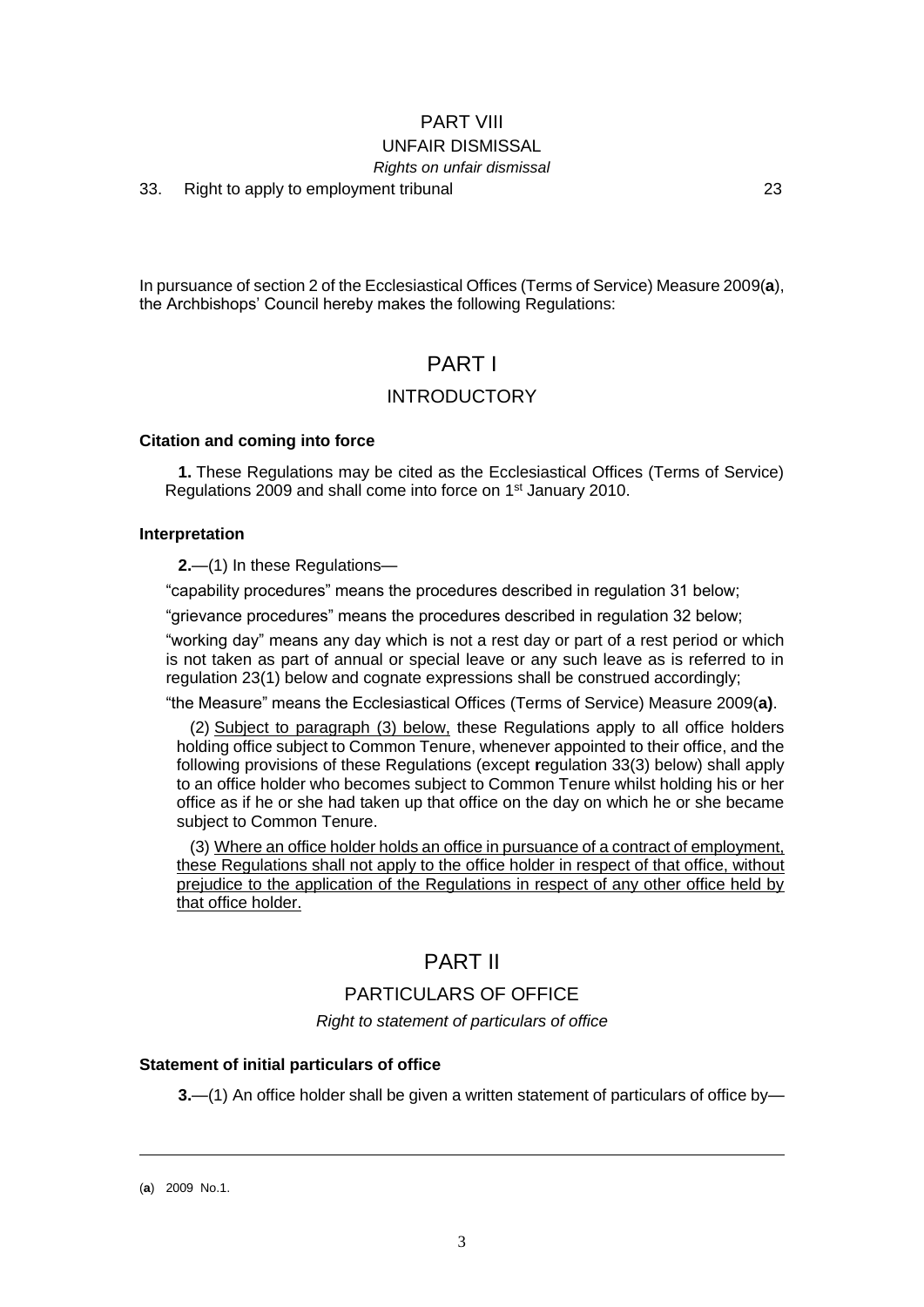PART VIII

UNFAIR DISMISSAL

*Rights on unfair dismissal*

33. Right to apply to employment tribunal 23

In pursuance of section 2 of the Ecclesiastical Offices (Terms of Service) Measure 2009(**a**), the Archbishops' Council hereby makes the following Regulations:

# PART I

## INTRODUCTORY

### Citation and coming into force

**1.** These Regulations may be cited as the Ecclesiastical Offices (Terms of Service) Regulations 2009 and shall come into force on 1st January 2010.

### Interpretation

**2.**—(1) In these Regulations—

"capability procedures" means the procedures described in regulation 31 below;

"grievance procedures" means the procedures described in regulation 32 below;

"working day" means any day which is not a rest day or part of a rest period or which is not taken as part of annual or special leave or any such leave as is referred to in regulation 23(1) below and cognate expressions shall be construed accordingly;

"the Measure" means the Ecclesiastical Offices (Terms of Service) Measure 2009(**a**).

(2) <u>Subject to paragraph (3) below,</u> these Regulations apply to all office holders holding office subject to Common Tenure, whenever appointed to their office, and the following provisions of these Regulations (except regulation 33(3) below) shall apply to an office holder who becomes subject to Common Tenure whilst holding his or her office as if he or she had taken up that office on the day on which he or she became subject to Common Tenure.

(3) <u>Where an office holder holds an office in pursuance of a contract of employment, these Regulations shall not apply to the office holder in respect of that office, without prejudice to the application of the Regulations in respect of any other office held by that office holder.</u>

# PART II

## PARTICULARS OF OFFICE

*Right to statement of particulars of office*

### Statement of initial particulars of office

**3.**—(1) An office holder shall be given a written statement of particulars of office by—

---

(**a**) 2009 No.1.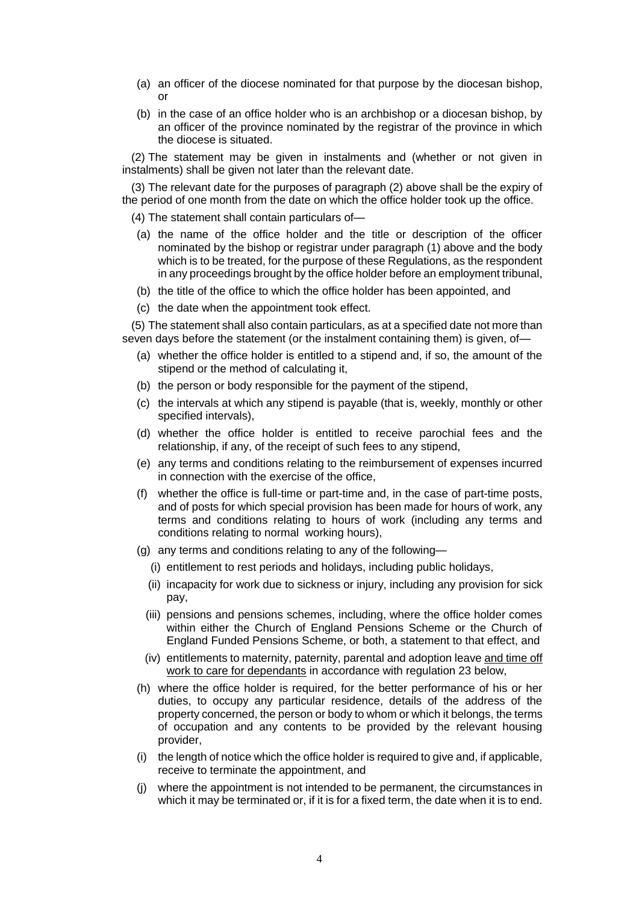(a) an officer of the diocese nominated for that purpose by the diocesan bishop, or

(b) in the case of an office holder who is an archbishop or a diocesan bishop, by an officer of the province nominated by the registrar of the province in which the diocese is situated.

(2) The statement may be given in instalments and (whether or not given in instalments) shall be given not later than the relevant date.

(3) The relevant date for the purposes of paragraph (2) above shall be the expiry of the period of one month from the date on which the office holder took up the office.

(4) The statement shall contain particulars of—

(a) the name of the office holder and the title or description of the officer nominated by the bishop or registrar under paragraph (1) above and the body which is to be treated, for the purpose of these Regulations, as the respondent in any proceedings brought by the office holder before an employment tribunal,

(b) the title of the office to which the office holder has been appointed, and

(c) the date when the appointment took effect.

(5) The statement shall also contain particulars, as at a specified date not more than seven days before the statement (or the instalment containing them) is given, of—

(a) whether the office holder is entitled to a stipend and, if so, the amount of the stipend or the method of calculating it,

(b) the person or body responsible for the payment of the stipend,

(c) the intervals at which any stipend is payable (that is, weekly, monthly or other specified intervals),

(d) whether the office holder is entitled to receive parochial fees and the relationship, if any, of the receipt of such fees to any stipend,

(e) any terms and conditions relating to the reimbursement of expenses incurred in connection with the exercise of the office,

(f) whether the office is full-time or part-time and, in the case of part-time posts, and of posts for which special provision has been made for hours of work, any terms and conditions relating to hours of work (including any terms and conditions relating to normal working hours),

(g) any terms and conditions relating to any of the following—

(i) entitlement to rest periods and holidays, including public holidays,

(ii) incapacity for work due to sickness or injury, including any provision for sick pay,

(iii) pensions and pensions schemes, including, where the office holder comes within either the Church of England Pensions Scheme or the Church of England Funded Pensions Scheme, or both, a statement to that effect, and

(iv) entitlements to maternity, paternity, parental and adoption leave <u>and time off work to care for dependants</u> in accordance with regulation 23 below,

(h) where the office holder is required, for the better performance of his or her duties, to occupy any particular residence, details of the address of the property concerned, the person or body to whom or which it belongs, the terms of occupation and any contents to be provided by the relevant housing provider,

(i) the length of notice which the office holder is required to give and, if applicable, receive to terminate the appointment, and

(j) where the appointment is not intended to be permanent, the circumstances in which it may be terminated or, if it is for a fixed term, the date when it is to end.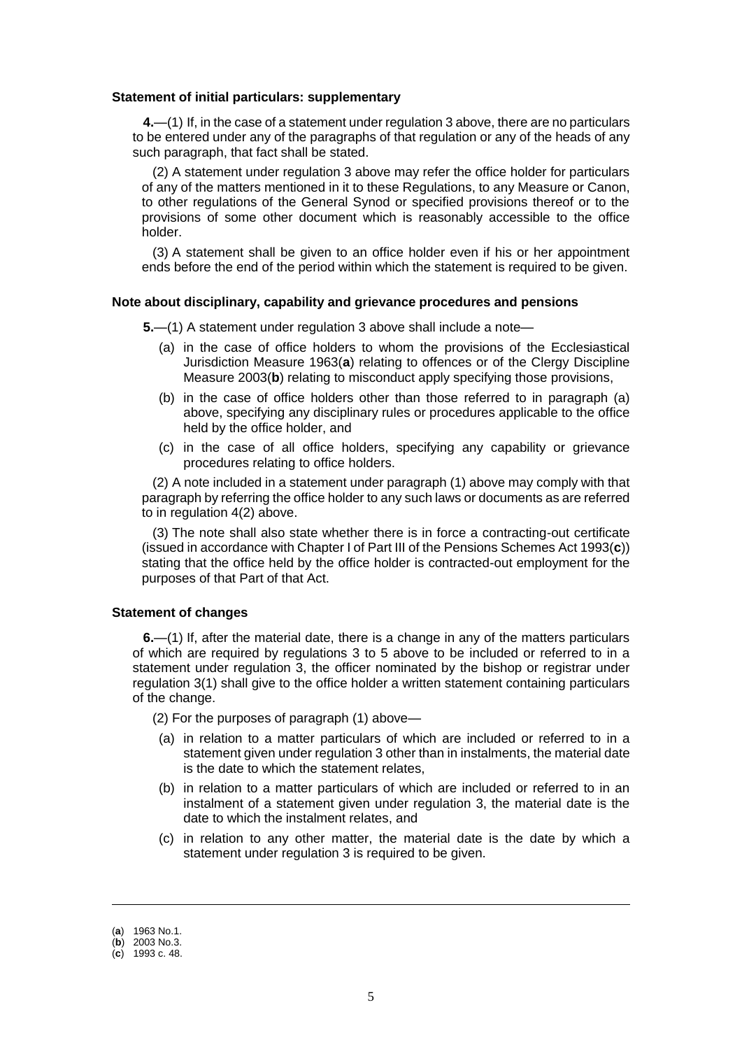### Statement of initial particulars: supplementary

**4.**—(1) If, in the case of a statement under regulation 3 above, there are no particulars to be entered under any of the paragraphs of that regulation or any of the heads of any such paragraph, that fact shall be stated.

(2) A statement under regulation 3 above may refer the office holder for particulars of any of the matters mentioned in it to these Regulations, to any Measure or Canon, to other regulations of the General Synod or specified provisions thereof or to the provisions of some other document which is reasonably accessible to the office holder.

(3) A statement shall be given to an office holder even if his or her appointment ends before the end of the period within which the statement is required to be given.

### Note about disciplinary, capability and grievance procedures and pensions

**5.**—(1) A statement under regulation 3 above shall include a note—

- (a) in the case of office holders to whom the provisions of the Ecclesiastical Jurisdiction Measure 1963(**a**) relating to offences or of the Clergy Discipline Measure 2003(**b**) relating to misconduct apply specifying those provisions,
- (b) in the case of office holders other than those referred to in paragraph (a) above, specifying any disciplinary rules or procedures applicable to the office held by the office holder, and
- (c) in the case of all office holders, specifying any capability or grievance procedures relating to office holders.

(2) A note included in a statement under paragraph (1) above may comply with that paragraph by referring the office holder to any such laws or documents as are referred to in regulation 4(2) above.

(3) The note shall also state whether there is in force a contracting-out certificate (issued in accordance with Chapter I of Part III of the Pensions Schemes Act 1993(**c**)) stating that the office held by the office holder is contracted-out employment for the purposes of that Part of that Act.

### Statement of changes

**6.**—(1) If, after the material date, there is a change in any of the matters particulars of which are required by regulations 3 to 5 above to be included or referred to in a statement under regulation 3, the officer nominated by the bishop or registrar under regulation 3(1) shall give to the office holder a written statement containing particulars of the change.

(2) For the purposes of paragraph (1) above—

- (a) in relation to a matter particulars of which are included or referred to in a statement given under regulation 3 other than in instalments, the material date is the date to which the statement relates,
- (b) in relation to a matter particulars of which are included or referred to in an instalment of a statement given under regulation 3, the material date is the date to which the instalment relates, and
- (c) in relation to any other matter, the material date is the date by which a statement under regulation 3 is required to be given.

---

(**a**) 1963 No.1.
(**b**) 2003 No.3.
(**c**) 1993 c. 48.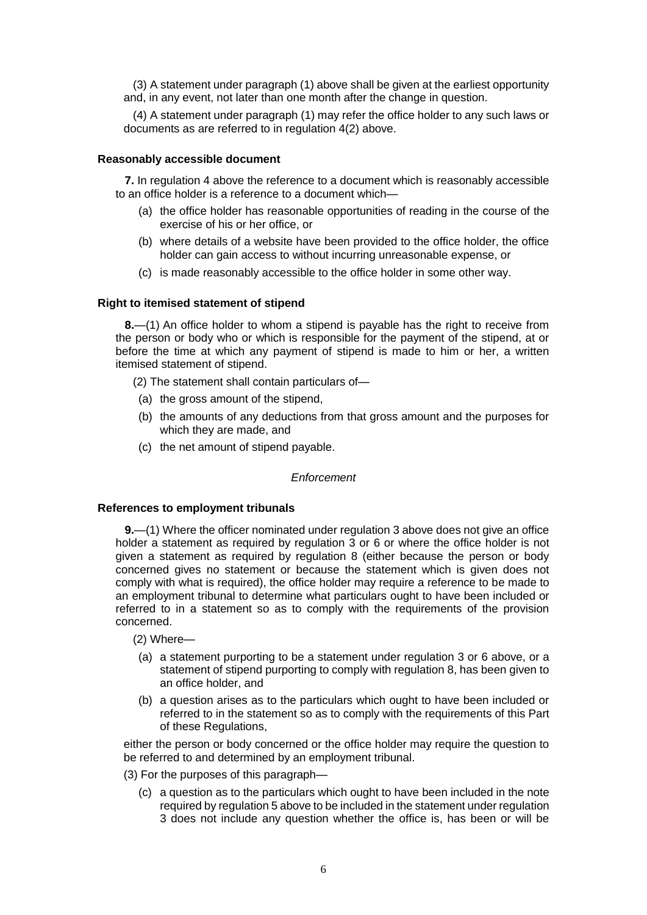(3) A statement under paragraph (1) above shall be given at the earliest opportunity and, in any event, not later than one month after the change in question.

(4) A statement under paragraph (1) may refer the office holder to any such laws or documents as are referred to in regulation 4(2) above.

### Reasonably accessible document

**7.** In regulation 4 above the reference to a document which is reasonably accessible to an office holder is a reference to a document which—

- (a) the office holder has reasonable opportunities of reading in the course of the exercise of his or her office, or
- (b) where details of a website have been provided to the office holder, the office holder can gain access to without incurring unreasonable expense, or
- (c) is made reasonably accessible to the office holder in some other way.

### Right to itemised statement of stipend

**8.**—(1) An office holder to whom a stipend is payable has the right to receive from the person or body who or which is responsible for the payment of the stipend, at or before the time at which any payment of stipend is made to him or her, a written itemised statement of stipend.

(2) The statement shall contain particulars of—

- (a) the gross amount of the stipend,
- (b) the amounts of any deductions from that gross amount and the purposes for which they are made, and
- (c) the net amount of stipend payable.

*Enforcement*

### References to employment tribunals

**9.**—(1) Where the officer nominated under regulation 3 above does not give an office holder a statement as required by regulation 3 or 6 or where the office holder is not given a statement as required by regulation 8 (either because the person or body concerned gives no statement or because the statement which is given does not comply with what is required), the office holder may require a reference to be made to an employment tribunal to determine what particulars ought to have been included or referred to in a statement so as to comply with the requirements of the provision concerned.

(2) Where—

- (a) a statement purporting to be a statement under regulation 3 or 6 above, or a statement of stipend purporting to comply with regulation 8, has been given to an office holder, and
- (b) a question arises as to the particulars which ought to have been included or referred to in the statement so as to comply with the requirements of this Part of these Regulations,

either the person or body concerned or the office holder may require the question to be referred to and determined by an employment tribunal.

(3) For the purposes of this paragraph—

- (c) a question as to the particulars which ought to have been included in the note required by regulation 5 above to be included in the statement under regulation 3 does not include any question whether the office is, has been or will be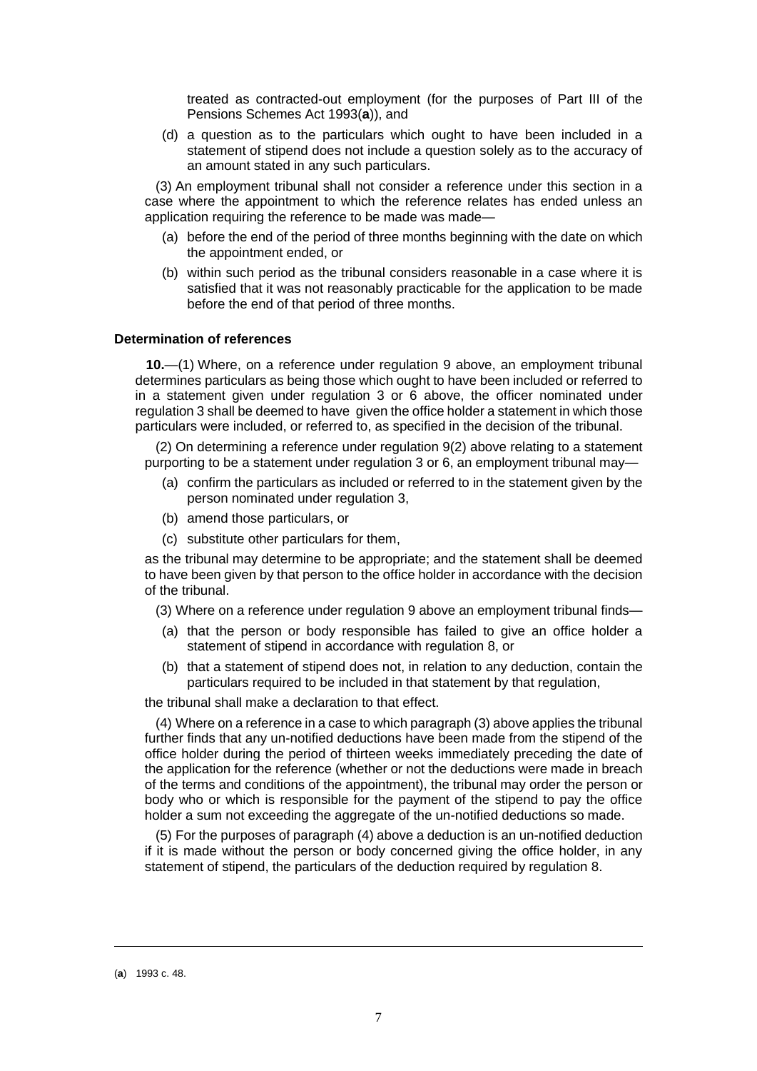treated as contracted-out employment (for the purposes of Part III of the Pensions Schemes Act 1993(**a**)), and

(d) a question as to the particulars which ought to have been included in a statement of stipend does not include a question solely as to the accuracy of an amount stated in any such particulars.

(3) An employment tribunal shall not consider a reference under this section in a case where the appointment to which the reference relates has ended unless an application requiring the reference to be made was made—

(a) before the end of the period of three months beginning with the date on which the appointment ended, or

(b) within such period as the tribunal considers reasonable in a case where it is satisfied that it was not reasonably practicable for the application to be made before the end of that period of three months.

**Determination of references**

**10.**—(1) Where, on a reference under regulation 9 above, an employment tribunal determines particulars as being those which ought to have been included or referred to in a statement given under regulation 3 or 6 above, the officer nominated under regulation 3 shall be deemed to have given the office holder a statement in which those particulars were included, or referred to, as specified in the decision of the tribunal.

(2) On determining a reference under regulation 9(2) above relating to a statement purporting to be a statement under regulation 3 or 6, an employment tribunal may—

(a) confirm the particulars as included or referred to in the statement given by the person nominated under regulation 3,

(b) amend those particulars, or

(c) substitute other particulars for them,

as the tribunal may determine to be appropriate; and the statement shall be deemed to have been given by that person to the office holder in accordance with the decision of the tribunal.

(3) Where on a reference under regulation 9 above an employment tribunal finds—

(a) that the person or body responsible has failed to give an office holder a statement of stipend in accordance with regulation 8, or

(b) that a statement of stipend does not, in relation to any deduction, contain the particulars required to be included in that statement by that regulation,

the tribunal shall make a declaration to that effect.

(4) Where on a reference in a case to which paragraph (3) above applies the tribunal further finds that any un-notified deductions have been made from the stipend of the office holder during the period of thirteen weeks immediately preceding the date of the application for the reference (whether or not the deductions were made in breach of the terms and conditions of the appointment), the tribunal may order the person or body who or which is responsible for the payment of the stipend to pay the office holder a sum not exceeding the aggregate of the un-notified deductions so made.

(5) For the purposes of paragraph (4) above a deduction is an un-notified deduction if it is made without the person or body concerned giving the office holder, in any statement of stipend, the particulars of the deduction required by regulation 8.

---

(**a**) 1993 c. 48.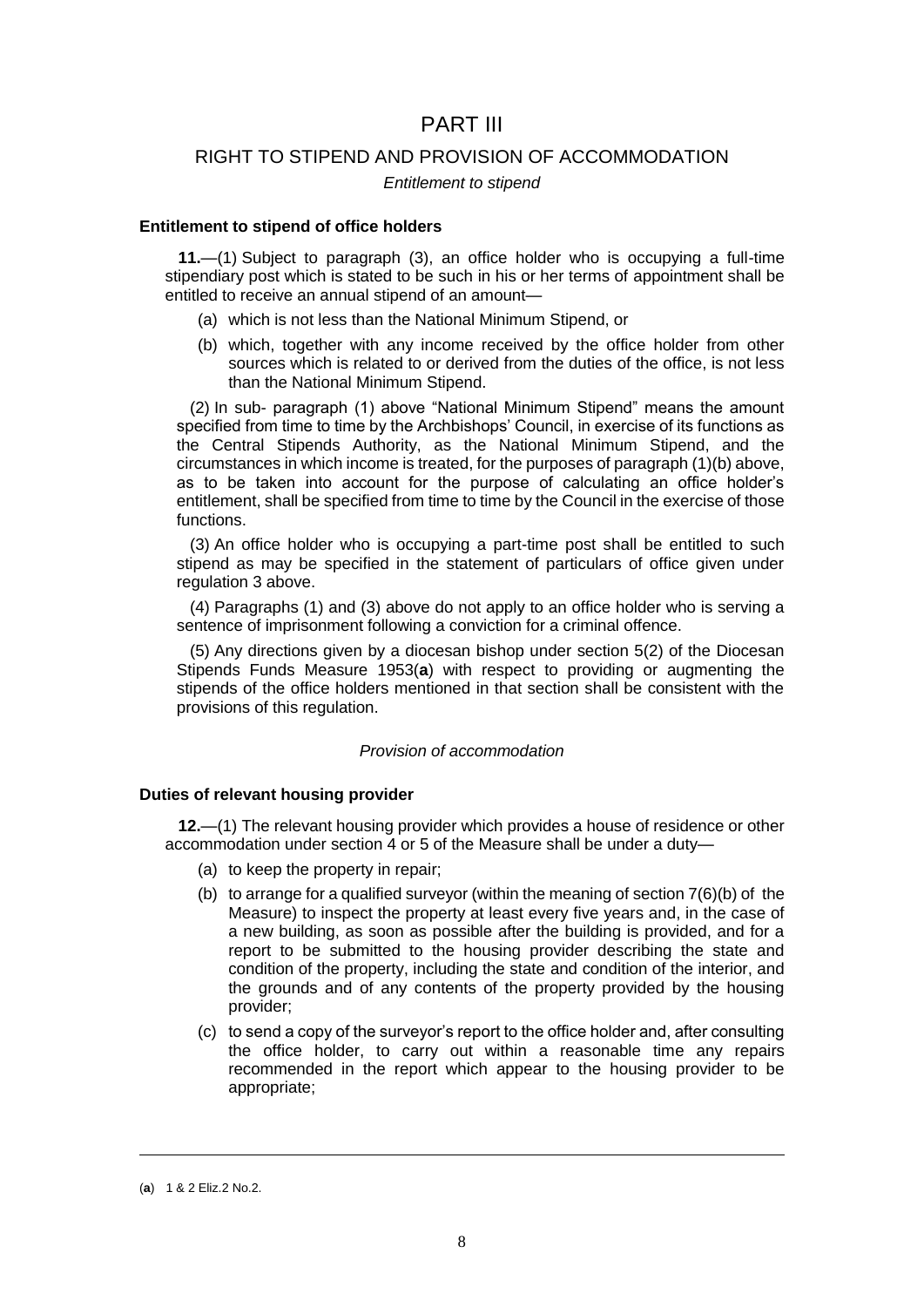# PART III

## RIGHT TO STIPEND AND PROVISION OF ACCOMMODATION

*Entitlement to stipend*

**Entitlement to stipend of office holders**

**11.**—(1) Subject to paragraph (3), an office holder who is occupying a full-time stipendiary post which is stated to be such in his or her terms of appointment shall be entitled to receive an annual stipend of an amount—

(a) which is not less than the National Minimum Stipend, or

(b) which, together with any income received by the office holder from other sources which is related to or derived from the duties of the office, is not less than the National Minimum Stipend.

(2) In sub- paragraph (1) above "National Minimum Stipend" means the amount specified from time to time by the Archbishops' Council, in exercise of its functions as the Central Stipends Authority, as the National Minimum Stipend, and the circumstances in which income is treated, for the purposes of paragraph (1)(b) above, as to be taken into account for the purpose of calculating an office holder's entitlement, shall be specified from time to time by the Council in the exercise of those functions.

(3) An office holder who is occupying a part-time post shall be entitled to such stipend as may be specified in the statement of particulars of office given under regulation 3 above.

(4) Paragraphs (1) and (3) above do not apply to an office holder who is serving a sentence of imprisonment following a conviction for a criminal offence.

(5) Any directions given by a diocesan bishop under section 5(2) of the Diocesan Stipends Funds Measure 1953([**a**]) with respect to providing or augmenting the stipends of the office holders mentioned in that section shall be consistent with the provisions of this regulation.

*Provision of accommodation*

**Duties of relevant housing provider**

**12.**—(1) The relevant housing provider which provides a house of residence or other accommodation under section 4 or 5 of the Measure shall be under a duty—

(a) to keep the property in repair;

(b) to arrange for a qualified surveyor (within the meaning of section 7(6)(b) of the Measure) to inspect the property at least every five years and, in the case of a new building, as soon as possible after the building is provided, and for a report to be submitted to the housing provider describing the state and condition of the property, including the state and condition of the interior, and the grounds and of any contents of the property provided by the housing provider;

(c) to send a copy of the surveyor's report to the office holder and, after consulting the office holder, to carry out within a reasonable time any repairs recommended in the report which appear to the housing provider to be appropriate;

---

([**a**]) 1 & 2 Eliz.2 No.2.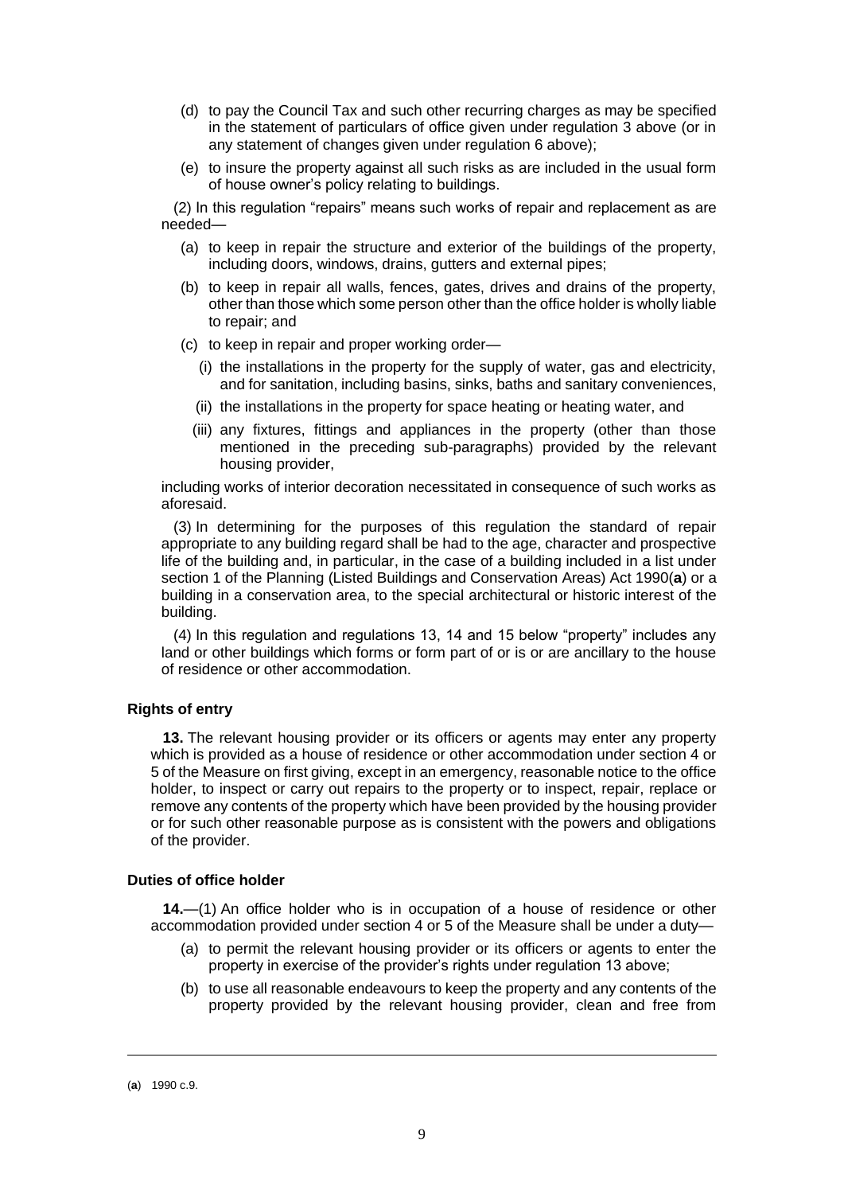(d) to pay the Council Tax and such other recurring charges as may be specified in the statement of particulars of office given under regulation 3 above (or in any statement of changes given under regulation 6 above);

(e) to insure the property against all such risks as are included in the usual form of house owner's policy relating to buildings.

(2) In this regulation "repairs" means such works of repair and replacement as are needed—

(a) to keep in repair the structure and exterior of the buildings of the property, including doors, windows, drains, gutters and external pipes;

(b) to keep in repair all walls, fences, gates, drives and drains of the property, other than those which some person other than the office holder is wholly liable to repair; and

(c) to keep in repair and proper working order—

(i) the installations in the property for the supply of water, gas and electricity, and for sanitation, including basins, sinks, baths and sanitary conveniences,

(ii) the installations in the property for space heating or heating water, and

(iii) any fixtures, fittings and appliances in the property (other than those mentioned in the preceding sub-paragraphs) provided by the relevant housing provider,

including works of interior decoration necessitated in consequence of such works as aforesaid.

(3) In determining for the purposes of this regulation the standard of repair appropriate to any building regard shall be had to the age, character and prospective life of the building and, in particular, in the case of a building included in a list under section 1 of the Planning (Listed Buildings and Conservation Areas) Act 1990([a]) or a building in a conservation area, to the special architectural or historic interest of the building.

(4) In this regulation and regulations 13, 14 and 15 below "property" includes any land or other buildings which forms or form part of or is or are ancillary to the house of residence or other accommodation.

### Rights of entry

**13.** The relevant housing provider or its officers or agents may enter any property which is provided as a house of residence or other accommodation under section 4 or 5 of the Measure on first giving, except in an emergency, reasonable notice to the office holder, to inspect or carry out repairs to the property or to inspect, repair, replace or remove any contents of the property which have been provided by the housing provider or for such other reasonable purpose as is consistent with the powers and obligations of the provider.

### Duties of office holder

**14.**—(1) An office holder who is in occupation of a house of residence or other accommodation provided under section 4 or 5 of the Measure shall be under a duty—

(a) to permit the relevant housing provider or its officers or agents to enter the property in exercise of the provider's rights under regulation 13 above;

(b) to use all reasonable endeavours to keep the property and any contents of the property provided by the relevant housing provider, clean and free from

---

([a]) 1990 c.9.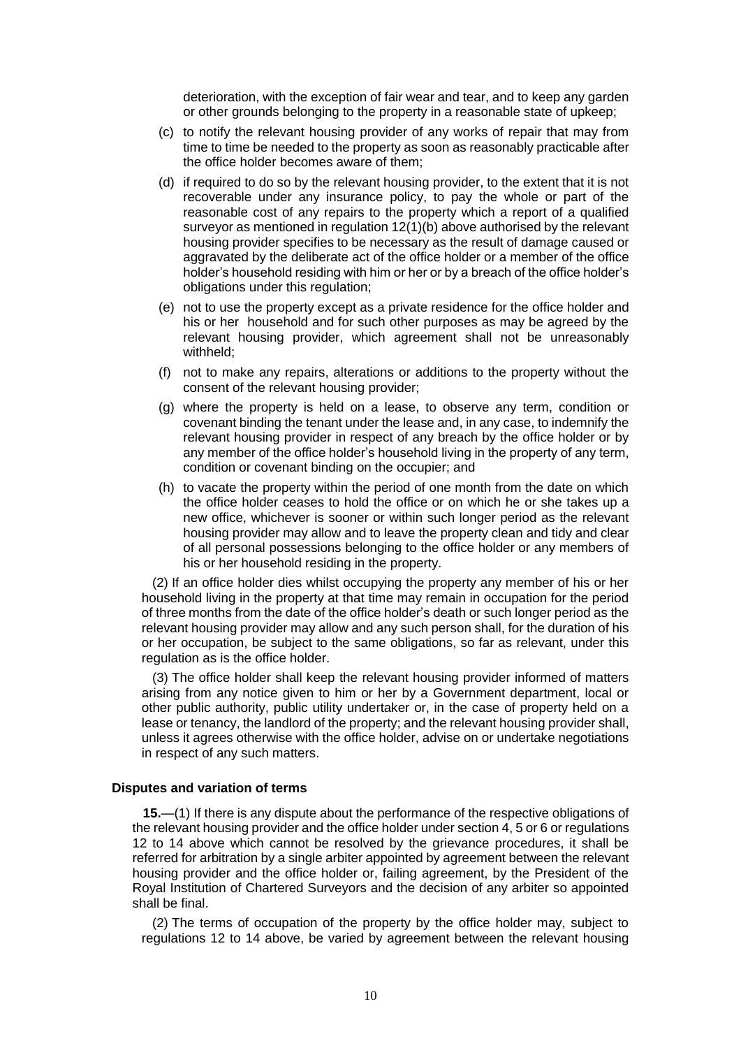deterioration, with the exception of fair wear and tear, and to keep any garden or other grounds belonging to the property in a reasonable state of upkeep;

(c) to notify the relevant housing provider of any works of repair that may from time to time be needed to the property as soon as reasonably practicable after the office holder becomes aware of them;

(d) if required to do so by the relevant housing provider, to the extent that it is not recoverable under any insurance policy, to pay the whole or part of the reasonable cost of any repairs to the property which a report of a qualified surveyor as mentioned in regulation 12(1)(b) above authorised by the relevant housing provider specifies to be necessary as the result of damage caused or aggravated by the deliberate act of the office holder or a member of the office holder's household residing with him or her or by a breach of the office holder's obligations under this regulation;

(e) not to use the property except as a private residence for the office holder and his or her household and for such other purposes as may be agreed by the relevant housing provider, which agreement shall not be unreasonably withheld;

(f) not to make any repairs, alterations or additions to the property without the consent of the relevant housing provider;

(g) where the property is held on a lease, to observe any term, condition or covenant binding the tenant under the lease and, in any case, to indemnify the relevant housing provider in respect of any breach by the office holder or by any member of the office holder's household living in the property of any term, condition or covenant binding on the occupier; and

(h) to vacate the property within the period of one month from the date on which the office holder ceases to hold the office or on which he or she takes up a new office, whichever is sooner or within such longer period as the relevant housing provider may allow and to leave the property clean and tidy and clear of all personal possessions belonging to the office holder or any members of his or her household residing in the property.

(2) If an office holder dies whilst occupying the property any member of his or her household living in the property at that time may remain in occupation for the period of three months from the date of the office holder's death or such longer period as the relevant housing provider may allow and any such person shall, for the duration of his or her occupation, be subject to the same obligations, so far as relevant, under this regulation as is the office holder.

(3) The office holder shall keep the relevant housing provider informed of matters arising from any notice given to him or her by a Government department, local or other public authority, public utility undertaker or, in the case of property held on a lease or tenancy, the landlord of the property; and the relevant housing provider shall, unless it agrees otherwise with the office holder, advise on or undertake negotiations in respect of any such matters.

### Disputes and variation of terms

**15.**—(1) If there is any dispute about the performance of the respective obligations of the relevant housing provider and the office holder under section 4, 5 or 6 or regulations 12 to 14 above which cannot be resolved by the grievance procedures, it shall be referred for arbitration by a single arbiter appointed by agreement between the relevant housing provider and the office holder or, failing agreement, by the President of the Royal Institution of Chartered Surveyors and the decision of any arbiter so appointed shall be final.

(2) The terms of occupation of the property by the office holder may, subject to regulations 12 to 14 above, be varied by agreement between the relevant housing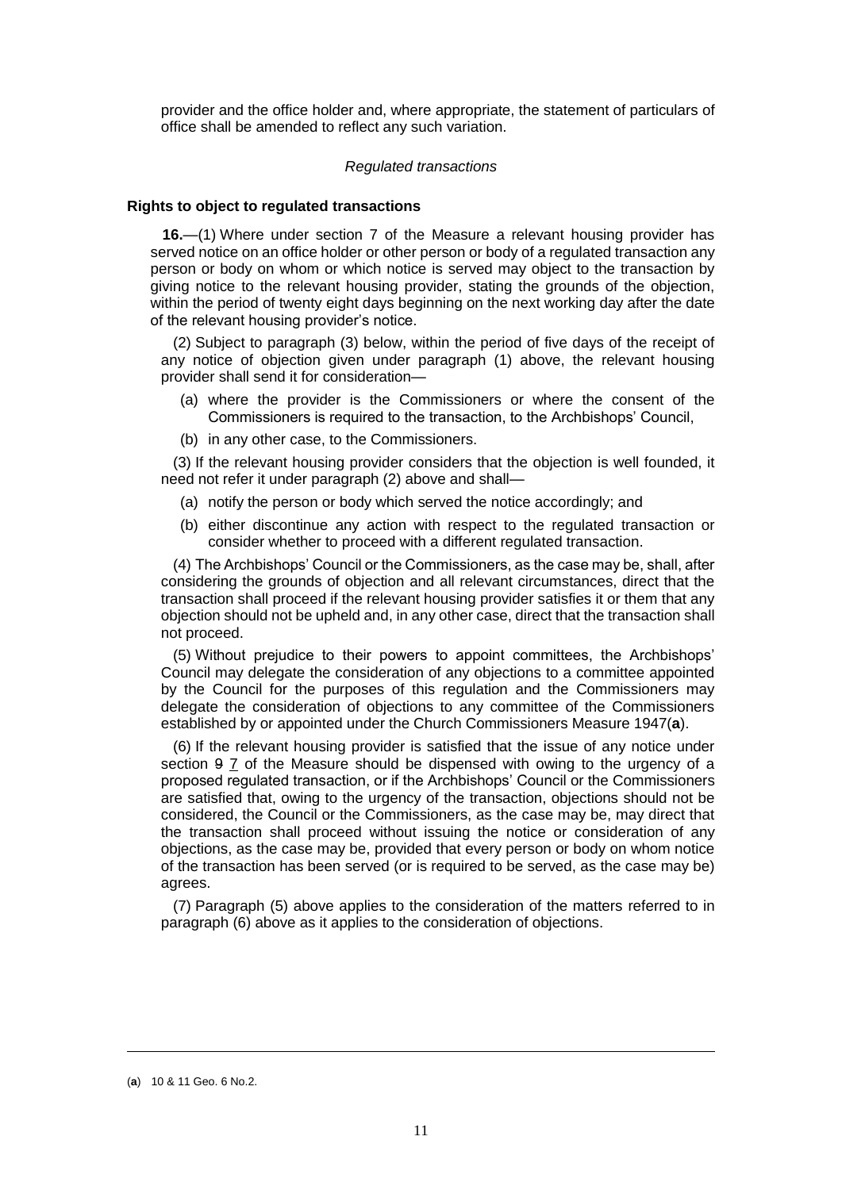provider and the office holder and, where appropriate, the statement of particulars of office shall be amended to reflect any such variation.

*Regulated transactions*

**Rights to object to regulated transactions**

**16.**—(1) Where under section 7 of the Measure a relevant housing provider has served notice on an office holder or other person or body of a regulated transaction any person or body on whom or which notice is served may object to the transaction by giving notice to the relevant housing provider, stating the grounds of the objection, within the period of twenty eight days beginning on the next working day after the date of the relevant housing provider's notice.

(2) Subject to paragraph (3) below, within the period of five days of the receipt of any notice of objection given under paragraph (1) above, the relevant housing provider shall send it for consideration—

(a) where the provider is the Commissioners or where the consent of the Commissioners is required to the transaction, to the Archbishops' Council,

(b) in any other case, to the Commissioners.

(3) If the relevant housing provider considers that the objection is well founded, it need not refer it under paragraph (2) above and shall—

(a) notify the person or body which served the notice accordingly; and

(b) either discontinue any action with respect to the regulated transaction or consider whether to proceed with a different regulated transaction.

(4) The Archbishops' Council or the Commissioners, as the case may be, shall, after considering the grounds of objection and all relevant circumstances, direct that the transaction shall proceed if the relevant housing provider satisfies it or them that any objection should not be upheld and, in any other case, direct that the transaction shall not proceed.

(5) Without prejudice to their powers to appoint committees, the Archbishops' Council may delegate the consideration of any objections to a committee appointed by the Council for the purposes of this regulation and the Commissioners may delegate the consideration of objections to any committee of the Commissioners established by or appointed under the Church Commissioners Measure 1947(**a**).

(6) If the relevant housing provider is satisfied that the issue of any notice under section ~~9~~ 7 of the Measure should be dispensed with owing to the urgency of a proposed regulated transaction, or if the Archbishops' Council or the Commissioners are satisfied that, owing to the urgency of the transaction, objections should not be considered, the Council or the Commissioners, as the case may be, may direct that the transaction shall proceed without issuing the notice or consideration of any objections, as the case may be, provided that every person or body on whom notice of the transaction has been served (or is required to be served, as the case may be) agrees.

(7) Paragraph (5) above applies to the consideration of the matters referred to in paragraph (6) above as it applies to the consideration of objections.

---

(**a**) 10 & 11 Geo. 6 No.2.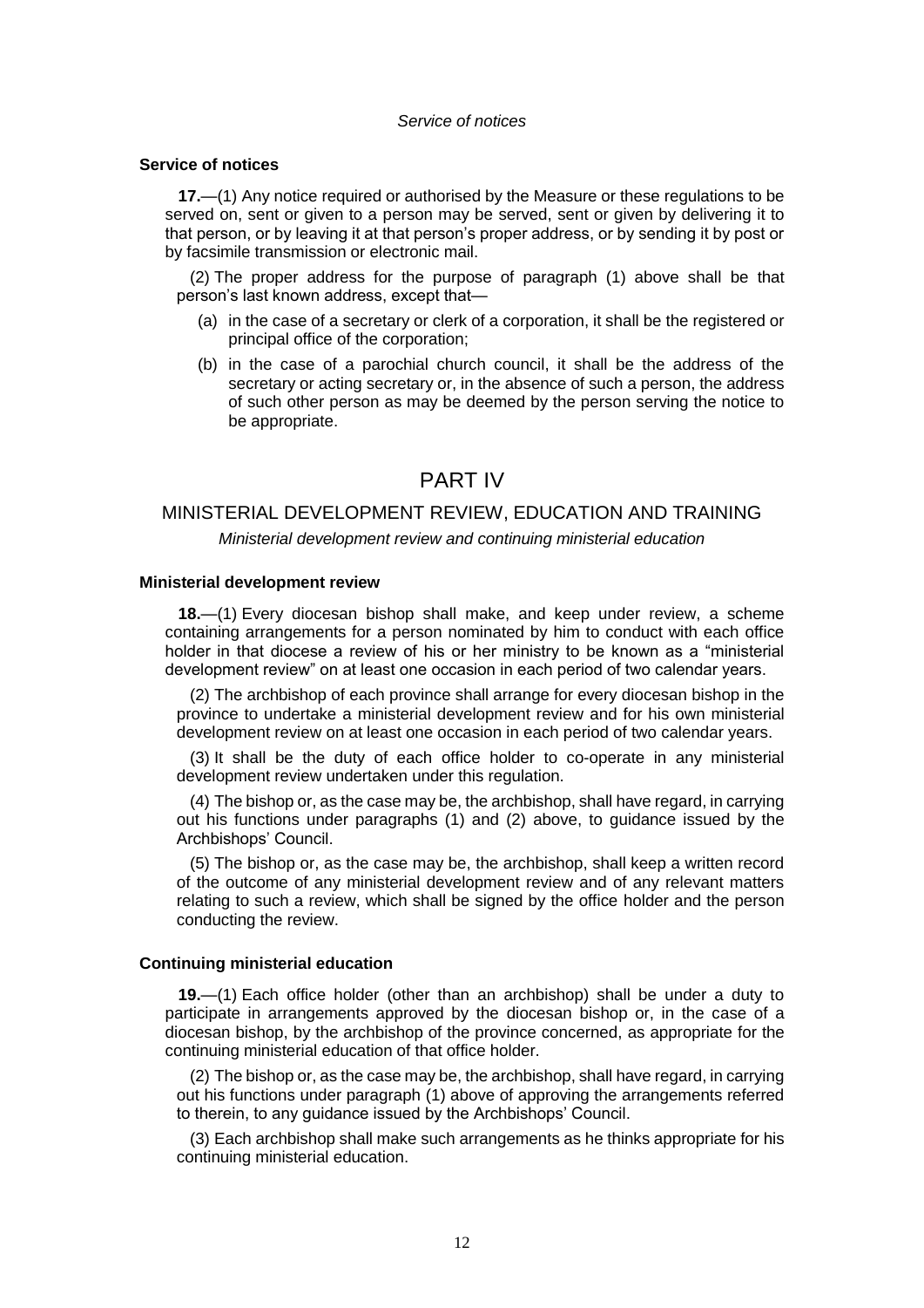*Service of notices*

### Service of notices

**17.**—(1) Any notice required or authorised by the Measure or these regulations to be served on, sent or given to a person may be served, sent or given by delivering it to that person, or by leaving it at that person's proper address, or by sending it by post or by facsimile transmission or electronic mail.

(2) The proper address for the purpose of paragraph (1) above shall be that person's last known address, except that—

(a) in the case of a secretary or clerk of a corporation, it shall be the registered or principal office of the corporation;

(b) in the case of a parochial church council, it shall be the address of the secretary or acting secretary or, in the absence of such a person, the address of such other person as may be deemed by the person serving the notice to be appropriate.

# PART IV

## MINISTERIAL DEVELOPMENT REVIEW, EDUCATION AND TRAINING

*Ministerial development review and continuing ministerial education*

### Ministerial development review

**18.**—(1) Every diocesan bishop shall make, and keep under review, a scheme containing arrangements for a person nominated by him to conduct with each office holder in that diocese a review of his or her ministry to be known as a "ministerial development review" on at least one occasion in each period of two calendar years.

(2) The archbishop of each province shall arrange for every diocesan bishop in the province to undertake a ministerial development review and for his own ministerial development review on at least one occasion in each period of two calendar years.

(3) It shall be the duty of each office holder to co-operate in any ministerial development review undertaken under this regulation.

(4) The bishop or, as the case may be, the archbishop, shall have regard, in carrying out his functions under paragraphs (1) and (2) above, to guidance issued by the Archbishops' Council.

(5) The bishop or, as the case may be, the archbishop, shall keep a written record of the outcome of any ministerial development review and of any relevant matters relating to such a review, which shall be signed by the office holder and the person conducting the review.

### Continuing ministerial education

**19.**—(1) Each office holder (other than an archbishop) shall be under a duty to participate in arrangements approved by the diocesan bishop or, in the case of a diocesan bishop, by the archbishop of the province concerned, as appropriate for the continuing ministerial education of that office holder.

(2) The bishop or, as the case may be, the archbishop, shall have regard, in carrying out his functions under paragraph (1) above of approving the arrangements referred to therein, to any guidance issued by the Archbishops' Council.

(3) Each archbishop shall make such arrangements as he thinks appropriate for his continuing ministerial education.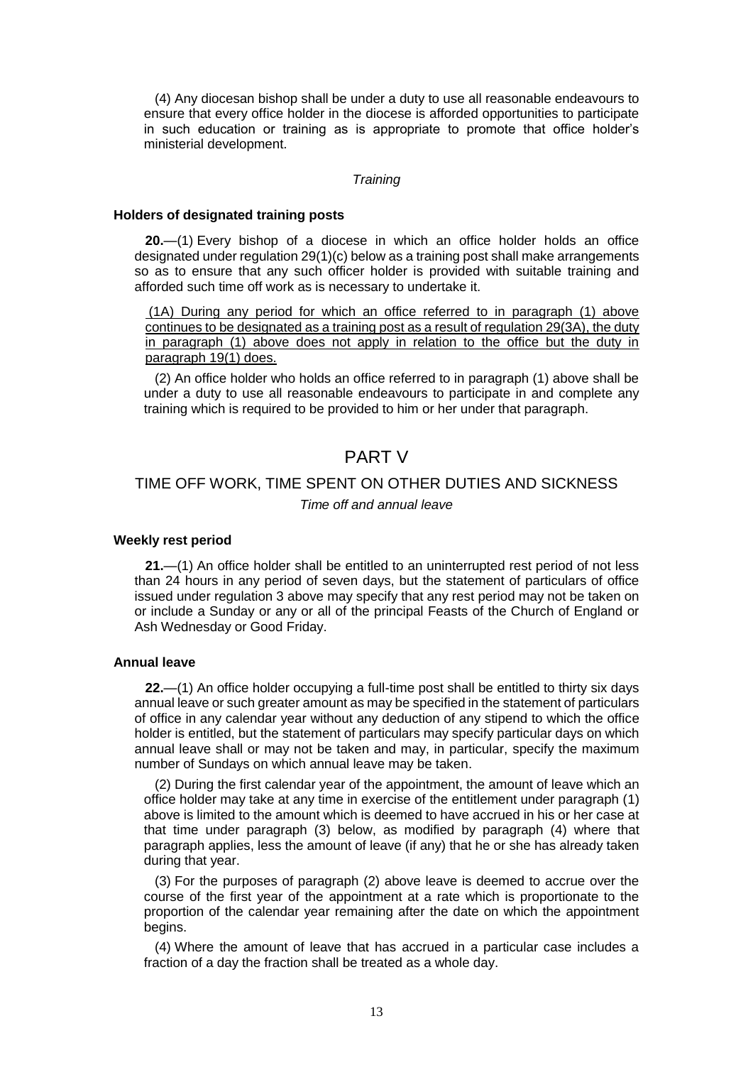(4) Any diocesan bishop shall be under a duty to use all reasonable endeavours to ensure that every office holder in the diocese is afforded opportunities to participate in such education or training as is appropriate to promote that office holder's ministerial development.

*Training*

**Holders of designated training posts**

**20.**—(1) Every bishop of a diocese in which an office holder holds an office designated under regulation 29(1)(c) below as a training post shall make arrangements so as to ensure that any such officer holder is provided with suitable training and afforded such time off work as is necessary to undertake it.

<u>(1A) During any period for which an office referred to in paragraph (1) above continues to be designated as a training post as a result of regulation 29(3A), the duty in paragraph (1) above does not apply in relation to the office but the duty in paragraph 19(1) does.</u>

(2) An office holder who holds an office referred to in paragraph (1) above shall be under a duty to use all reasonable endeavours to participate in and complete any training which is required to be provided to him or her under that paragraph.

# PART V

## TIME OFF WORK, TIME SPENT ON OTHER DUTIES AND SICKNESS

*Time off and annual leave*

**Weekly rest period**

**21.**—(1) An office holder shall be entitled to an uninterrupted rest period of not less than 24 hours in any period of seven days, but the statement of particulars of office issued under regulation 3 above may specify that any rest period may not be taken on or include a Sunday or any or all of the principal Feasts of the Church of England or Ash Wednesday or Good Friday.

**Annual leave**

**22.**—(1) An office holder occupying a full-time post shall be entitled to thirty six days annual leave or such greater amount as may be specified in the statement of particulars of office in any calendar year without any deduction of any stipend to which the office holder is entitled, but the statement of particulars may specify particular days on which annual leave shall or may not be taken and may, in particular, specify the maximum number of Sundays on which annual leave may be taken.

(2) During the first calendar year of the appointment, the amount of leave which an office holder may take at any time in exercise of the entitlement under paragraph (1) above is limited to the amount which is deemed to have accrued in his or her case at that time under paragraph (3) below, as modified by paragraph (4) where that paragraph applies, less the amount of leave (if any) that he or she has already taken during that year.

(3) For the purposes of paragraph (2) above leave is deemed to accrue over the course of the first year of the appointment at a rate which is proportionate to the proportion of the calendar year remaining after the date on which the appointment begins.

(4) Where the amount of leave that has accrued in a particular case includes a fraction of a day the fraction shall be treated as a whole day.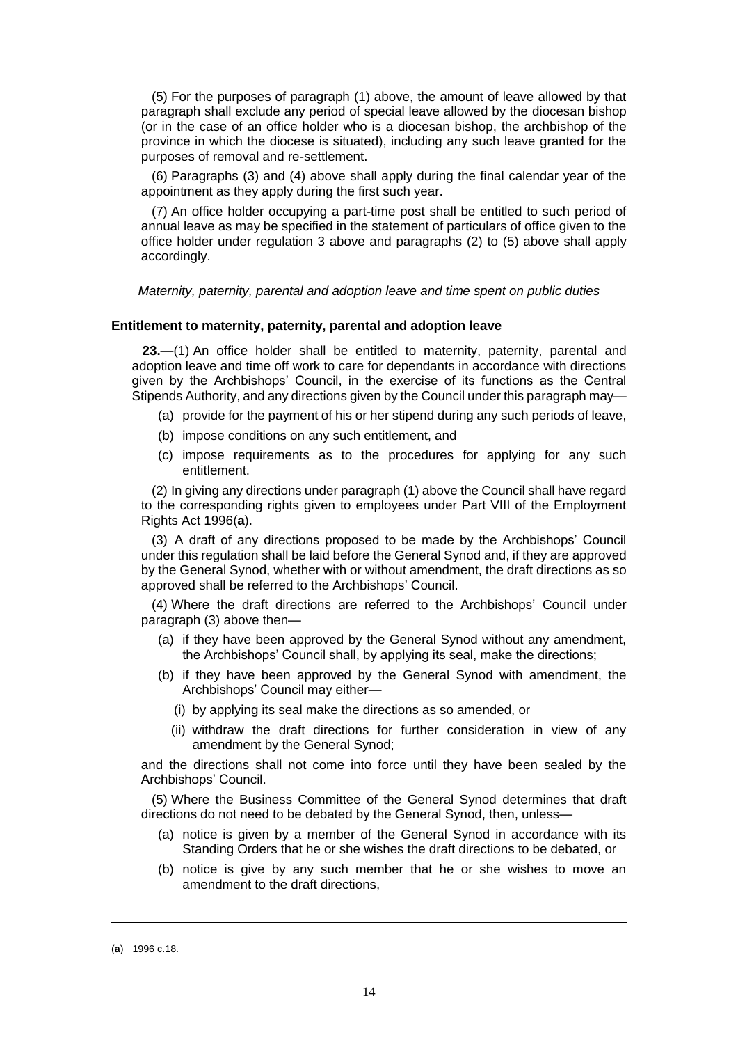(5) For the purposes of paragraph (1) above, the amount of leave allowed by that paragraph shall exclude any period of special leave allowed by the diocesan bishop (or in the case of an office holder who is a diocesan bishop, the archbishop of the province in which the diocese is situated), including any such leave granted for the purposes of removal and re-settlement.

(6) Paragraphs (3) and (4) above shall apply during the final calendar year of the appointment as they apply during the first such year.

(7) An office holder occupying a part-time post shall be entitled to such period of annual leave as may be specified in the statement of particulars of office given to the office holder under regulation 3 above and paragraphs (2) to (5) above shall apply accordingly.

*Maternity, paternity, parental and adoption leave and time spent on public duties*

**Entitlement to maternity, paternity, parental and adoption leave**

**23.**—(1) An office holder shall be entitled to maternity, paternity, parental and adoption leave and time off work to care for dependants in accordance with directions given by the Archbishops' Council, in the exercise of its functions as the Central Stipends Authority, and any directions given by the Council under this paragraph may—

(a) provide for the payment of his or her stipend during any such periods of leave,

(b) impose conditions on any such entitlement, and

(c) impose requirements as to the procedures for applying for any such entitlement.

(2) In giving any directions under paragraph (1) above the Council shall have regard to the corresponding rights given to employees under Part VIII of the Employment Rights Act 1996(**a**).

(3) A draft of any directions proposed to be made by the Archbishops' Council under this regulation shall be laid before the General Synod and, if they are approved by the General Synod, whether with or without amendment, the draft directions as so approved shall be referred to the Archbishops' Council.

(4) Where the draft directions are referred to the Archbishops' Council under paragraph (3) above then—

(a) if they have been approved by the General Synod without any amendment, the Archbishops' Council shall, by applying its seal, make the directions;

(b) if they have been approved by the General Synod with amendment, the Archbishops' Council may either—

(i) by applying its seal make the directions as so amended, or

(ii) withdraw the draft directions for further consideration in view of any amendment by the General Synod;

and the directions shall not come into force until they have been sealed by the Archbishops' Council.

(5) Where the Business Committee of the General Synod determines that draft directions do not need to be debated by the General Synod, then, unless—

(a) notice is given by a member of the General Synod in accordance with its Standing Orders that he or she wishes the draft directions to be debated, or

(b) notice is give by any such member that he or she wishes to move an amendment to the draft directions,

---

(**a**) 1996 c.18.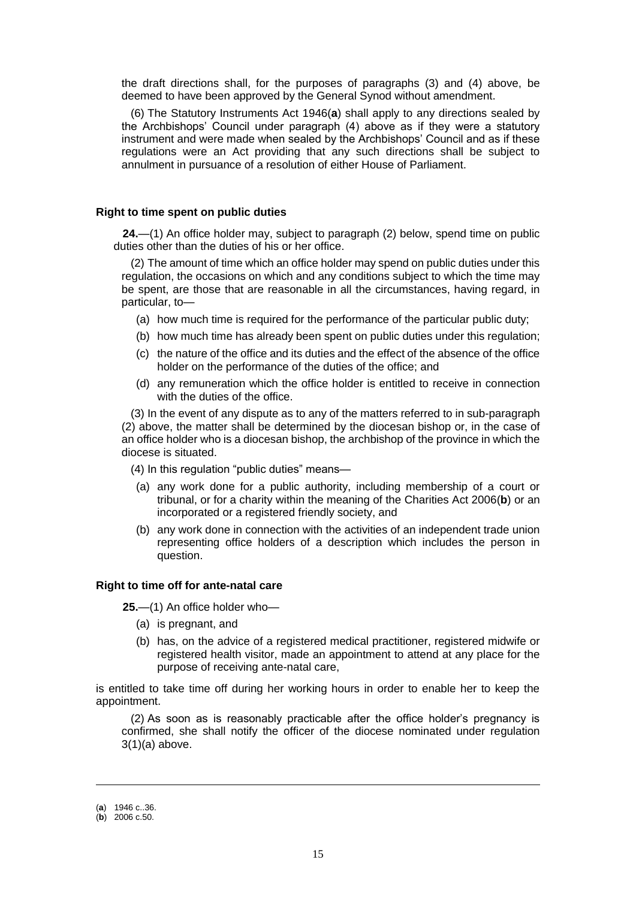the draft directions shall, for the purposes of paragraphs (3) and (4) above, be deemed to have been approved by the General Synod without amendment.

(6) The Statutory Instruments Act 1946(**a**) shall apply to any directions sealed by the Archbishops' Council under paragraph (4) above as if they were a statutory instrument and were made when sealed by the Archbishops' Council and as if these regulations were an Act providing that any such directions shall be subject to annulment in pursuance of a resolution of either House of Parliament.

**Right to time spent on public duties**

**24.**—(1) An office holder may, subject to paragraph (2) below, spend time on public duties other than the duties of his or her office.

(2) The amount of time which an office holder may spend on public duties under this regulation, the occasions on which and any conditions subject to which the time may be spent, are those that are reasonable in all the circumstances, having regard, in particular, to—

(a) how much time is required for the performance of the particular public duty;

(b) how much time has already been spent on public duties under this regulation;

(c) the nature of the office and its duties and the effect of the absence of the office holder on the performance of the duties of the office; and

(d) any remuneration which the office holder is entitled to receive in connection with the duties of the office.

(3) In the event of any dispute as to any of the matters referred to in sub-paragraph (2) above, the matter shall be determined by the diocesan bishop or, in the case of an office holder who is a diocesan bishop, the archbishop of the province in which the diocese is situated.

(4) In this regulation "public duties" means—

(a) any work done for a public authority, including membership of a court or tribunal, or for a charity within the meaning of the Charities Act 2006(**b**) or an incorporated or a registered friendly society, and

(b) any work done in connection with the activities of an independent trade union representing office holders of a description which includes the person in question.

**Right to time off for ante-natal care**

**25.**—(1) An office holder who—

(a) is pregnant, and

(b) has, on the advice of a registered medical practitioner, registered midwife or registered health visitor, made an appointment to attend at any place for the purpose of receiving ante-natal care,

is entitled to take time off during her working hours in order to enable her to keep the appointment.

(2) As soon as is reasonably practicable after the office holder's pregnancy is confirmed, she shall notify the officer of the diocese nominated under regulation 3(1)(a) above.

---

(**a**) 1946 c..36.
(**b**) 2006 c.50.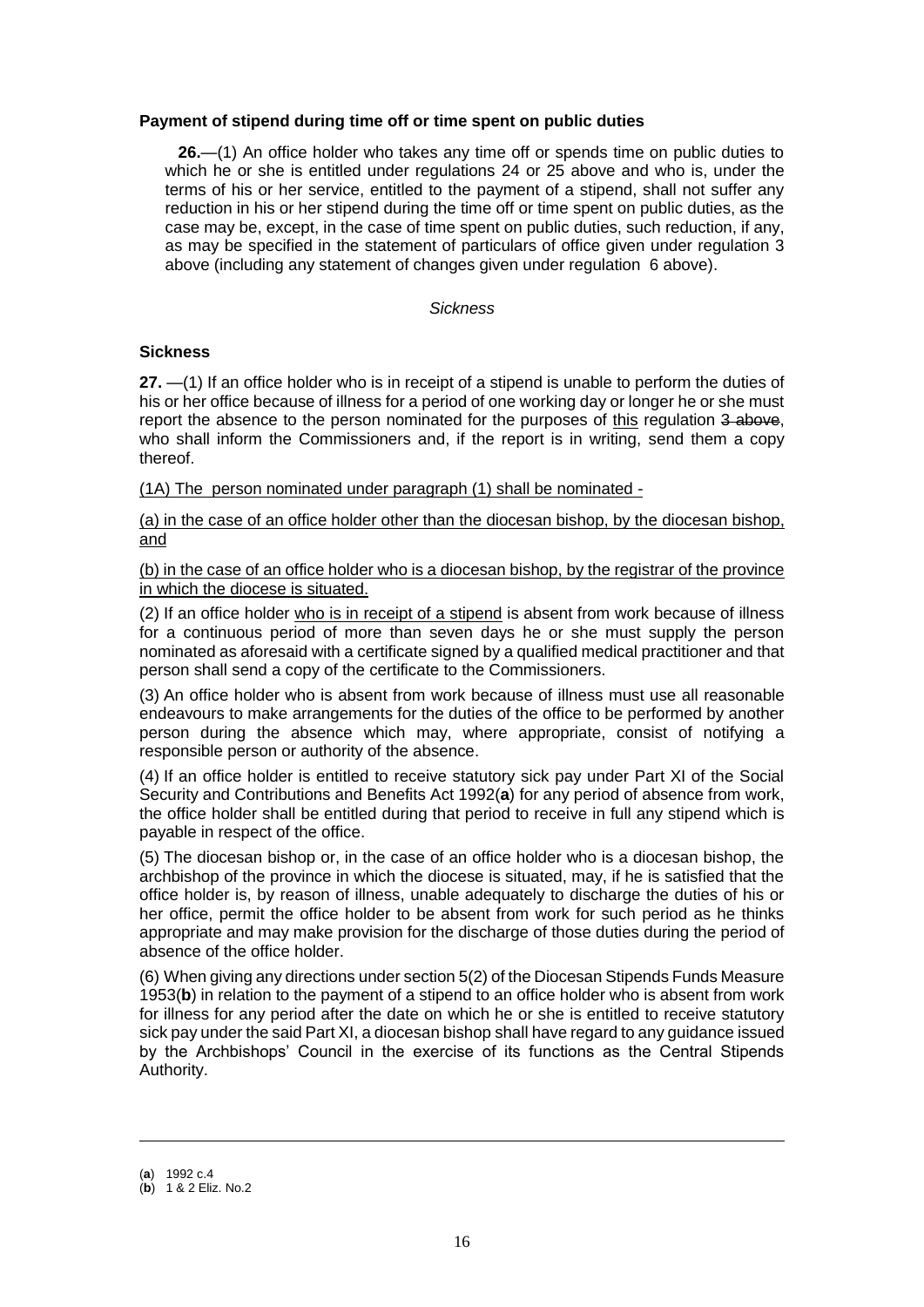**Payment of stipend during time off or time spent on public duties**

**26.**—(1) An office holder who takes any time off or spends time on public duties to which he or she is entitled under regulations 24 or 25 above and who is, under the terms of his or her service, entitled to the payment of a stipend, shall not suffer any reduction in his or her stipend during the time off or time spent on public duties, as the case may be, except, in the case of time spent on public duties, such reduction, if any, as may be specified in the statement of particulars of office given under regulation 3 above (including any statement of changes given under regulation 6 above).

*Sickness*

**Sickness**

**27.** —(1) If an office holder who is in receipt of a stipend is unable to perform the duties of his or her office because of illness for a period of one working day or longer he or she must report the absence to the person nominated for the purposes of <u>this</u> regulation ~~3 above~~, who shall inform the Commissioners and, if the report is in writing, send them a copy thereof.

<u>(1A) The person nominated under paragraph (1) shall be nominated -</u>

<u>(a) in the case of an office holder other than the diocesan bishop, by the diocesan bishop, and</u>

<u>(b) in the case of an office holder who is a diocesan bishop, by the registrar of the province in which the diocese is situated.</u>

(2) If an office holder <u>who is in receipt of a stipend</u> is absent from work because of illness for a continuous period of more than seven days he or she must supply the person nominated as aforesaid with a certificate signed by a qualified medical practitioner and that person shall send a copy of the certificate to the Commissioners.

(3) An office holder who is absent from work because of illness must use all reasonable endeavours to make arrangements for the duties of the office to be performed by another person during the absence which may, where appropriate, consist of notifying a responsible person or authority of the absence.

(4) If an office holder is entitled to receive statutory sick pay under Part XI of the Social Security and Contributions and Benefits Act 1992(**a**) for any period of absence from work, the office holder shall be entitled during that period to receive in full any stipend which is payable in respect of the office.

(5) The diocesan bishop or, in the case of an office holder who is a diocesan bishop, the archbishop of the province in which the diocese is situated, may, if he is satisfied that the office holder is, by reason of illness, unable adequately to discharge the duties of his or her office, permit the office holder to be absent from work for such period as he thinks appropriate and may make provision for the discharge of those duties during the period of absence of the office holder.

(6) When giving any directions under section 5(2) of the Diocesan Stipends Funds Measure 1953(**b**) in relation to the payment of a stipend to an office holder who is absent from work for illness for any period after the date on which he or she is entitled to receive statutory sick pay under the said Part XI, a diocesan bishop shall have regard to any guidance issued by the Archbishops' Council in the exercise of its functions as the Central Stipends Authority.

---

(**a**) 1992 c.4
(**b**) 1 & 2 Eliz. No.2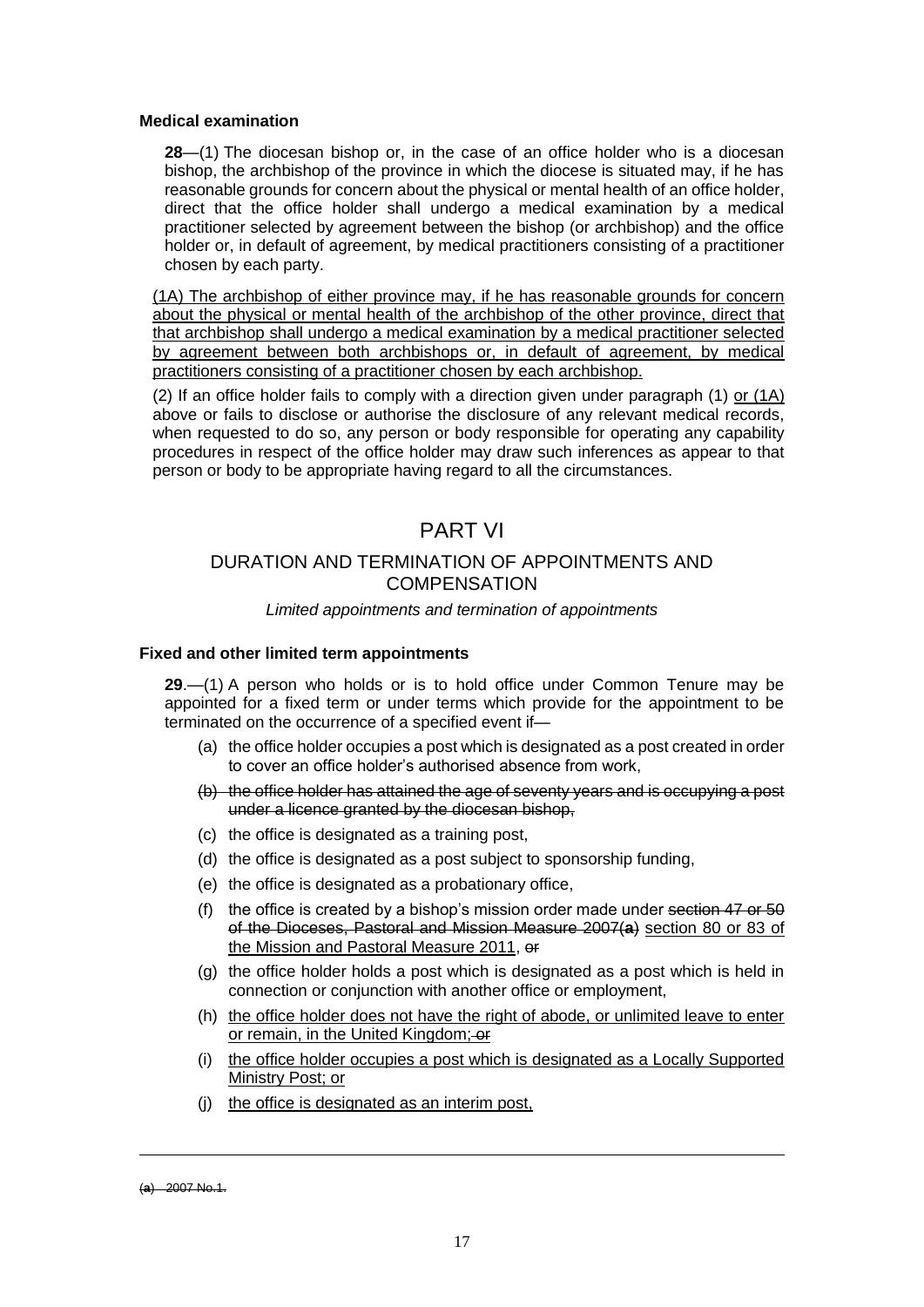**Medical examination**

**28**—(1) The diocesan bishop or, in the case of an office holder who is a diocesan bishop, the archbishop of the province in which the diocese is situated may, if he has reasonable grounds for concern about the physical or mental health of an office holder, direct that the office holder shall undergo a medical examination by a medical practitioner selected by agreement between the bishop (or archbishop) and the office holder or, in default of agreement, by medical practitioners consisting of a practitioner chosen by each party.

<u>(1A) The archbishop of either province may, if he has reasonable grounds for concern about the physical or mental health of the archbishop of the other province, direct that that archbishop shall undergo a medical examination by a medical practitioner selected by agreement between both archbishops or, in default of agreement, by medical practitioners consisting of a practitioner chosen by each archbishop.</u>

(2) If an office holder fails to comply with a direction given under paragraph (1) <u>or (1A)</u> above or fails to disclose or authorise the disclosure of any relevant medical records, when requested to do so, any person or body responsible for operating any capability procedures in respect of the office holder may draw such inferences as appear to that person or body to be appropriate having regard to all the circumstances.

# PART VI

## DURATION AND TERMINATION OF APPOINTMENTS AND COMPENSATION

*Limited appointments and termination of appointments*

**Fixed and other limited term appointments**

**29**.—(1) A person who holds or is to hold office under Common Tenure may be appointed for a fixed term or under terms which provide for the appointment to be terminated on the occurrence of a specified event if—

(a) the office holder occupies a post which is designated as a post created in order to cover an office holder's authorised absence from work,

(b) ~~the office holder has attained the age of seventy years and is occupying a post under a licence granted by the diocesan bishop,~~

(c) the office is designated as a training post,

(d) the office is designated as a post subject to sponsorship funding,

(e) the office is designated as a probationary office,

(f) the office is created by a bishop's mission order made under ~~section 47 or 50 of the Dioceses, Pastoral and Mission Measure 2007(a)~~ <u>section 80 or 83 of the Mission and Pastoral Measure 2011</u>, ~~or~~

(g) the office holder holds a post which is designated as a post which is held in connection or conjunction with another office or employment,

(h) <u>the office holder does not have the right of abode, or unlimited leave to enter or remain, in the United Kingdom;</u> ~~or~~

(i) <u>the office holder occupies a post which is designated as a Locally Supported Ministry Post; or</u>

(j) <u>the office is designated as an interim post,</u>

---

~~(a) 2007 No.1.~~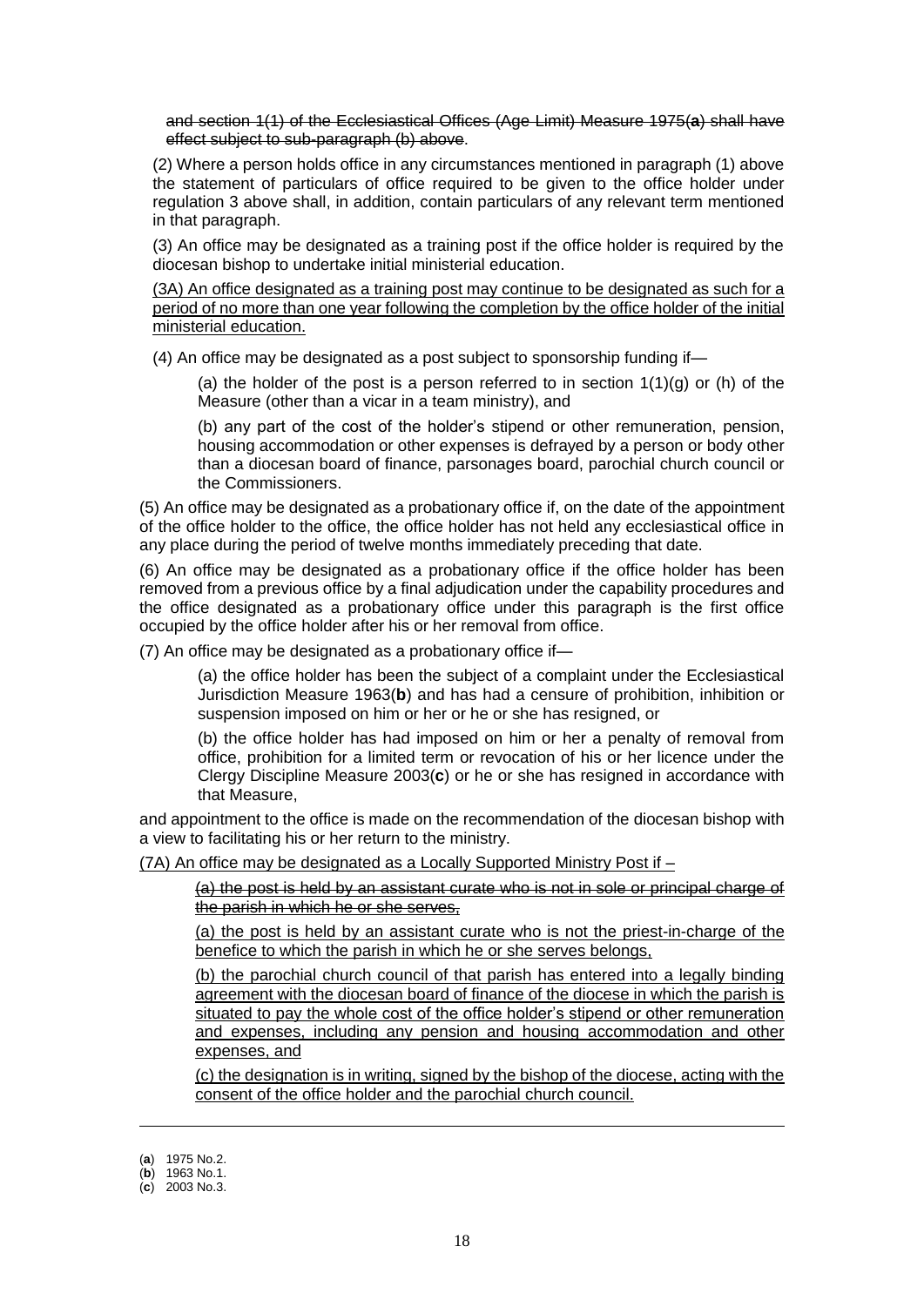~~and section 1(1) of the Ecclesiastical Offices (Age Limit) Measure 1975(**a**) shall have effect subject to sub-paragraph (b) above.~~

(2) Where a person holds office in any circumstances mentioned in paragraph (1) above the statement of particulars of office required to be given to the office holder under regulation 3 above shall, in addition, contain particulars of any relevant term mentioned in that paragraph.

(3) An office may be designated as a training post if the office holder is required by the diocesan bishop to undertake initial ministerial education.

<u>(3A) An office designated as a training post may continue to be designated as such for a period of no more than one year following the completion by the office holder of the initial ministerial education.</u>

(4) An office may be designated as a post subject to sponsorship funding if—

(a) the holder of the post is a person referred to in section 1(1)(g) or (h) of the Measure (other than a vicar in a team ministry), and

(b) any part of the cost of the holder's stipend or other remuneration, pension, housing accommodation or other expenses is defrayed by a person or body other than a diocesan board of finance, parsonages board, parochial church council or the Commissioners.

(5) An office may be designated as a probationary office if, on the date of the appointment of the office holder to the office, the office holder has not held any ecclesiastical office in any place during the period of twelve months immediately preceding that date.

(6) An office may be designated as a probationary office if the office holder has been removed from a previous office by a final adjudication under the capability procedures and the office designated as a probationary office under this paragraph is the first office occupied by the office holder after his or her removal from office.

(7) An office may be designated as a probationary office if—

(a) the office holder has been the subject of a complaint under the Ecclesiastical Jurisdiction Measure 1963(**b**) and has had a censure of prohibition, inhibition or suspension imposed on him or her or he or she has resigned, or

(b) the office holder has had imposed on him or her a penalty of removal from office, prohibition for a limited term or revocation of his or her licence under the Clergy Discipline Measure 2003(**c**) or he or she has resigned in accordance with that Measure,

and appointment to the office is made on the recommendation of the diocesan bishop with a view to facilitating his or her return to the ministry.

<u>(7A) An office may be designated as a Locally Supported Ministry Post if –</u>

~~(a) the post is held by an assistant curate who is not in sole or principal charge of the parish in which he or she serves,~~

<u>(a) the post is held by an assistant curate who is not the priest-in-charge of the benefice to which the parish in which he or she serves belongs,</u>

<u>(b) the parochial church council of that parish has entered into a legally binding agreement with the diocesan board of finance of the diocese in which the parish is situated to pay the whole cost of the office holder's stipend or other remuneration and expenses, including any pension and housing accommodation and other expenses, and</u>

<u>(c) the designation is in writing, signed by the bishop of the diocese, acting with the consent of the office holder and the parochial church council.</u>

---

(**a**) 1975 No.2.
(**b**) 1963 No.1.
(**c**) 2003 No.3.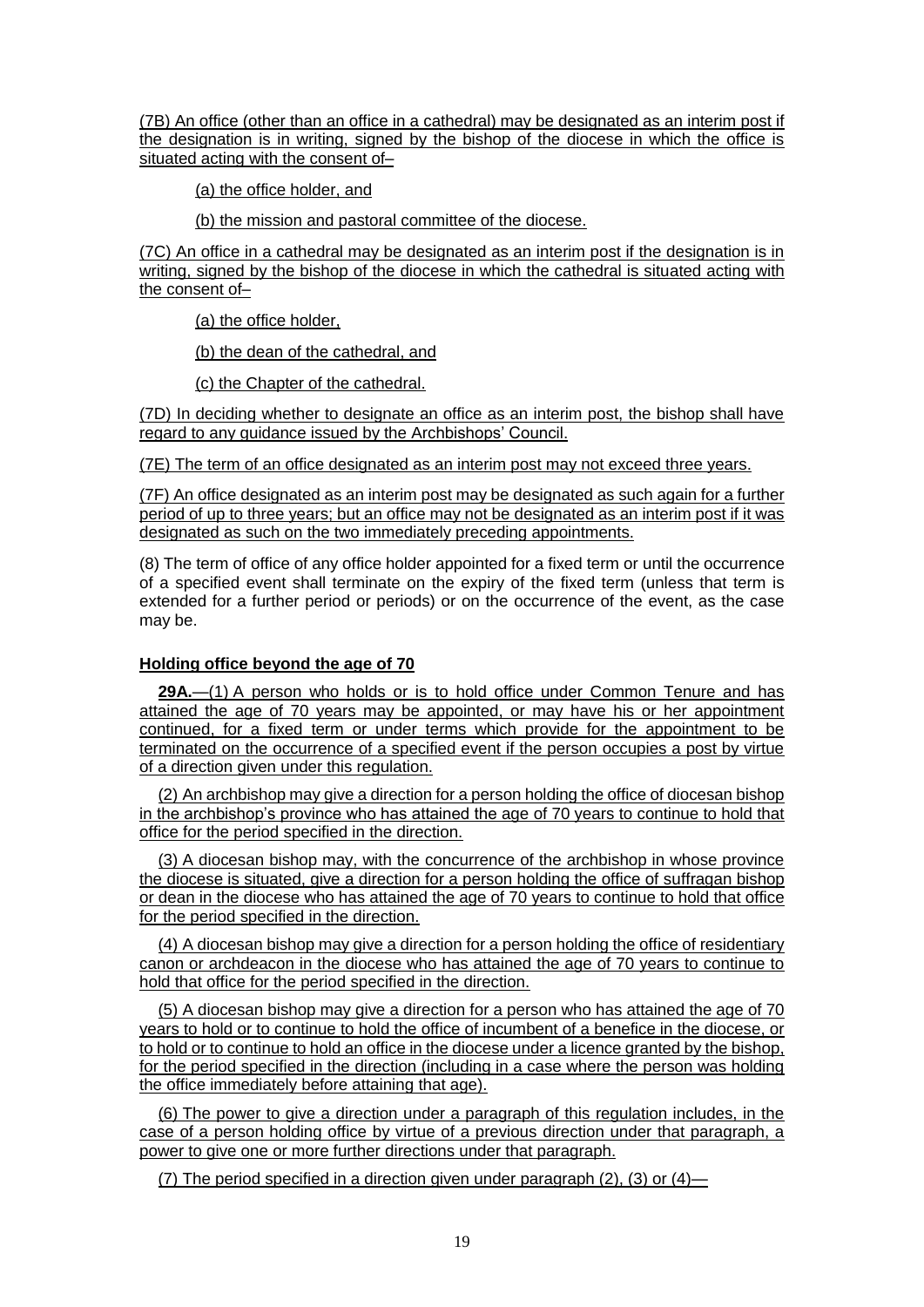(7B) An office (other than an office in a cathedral) may be designated as an interim post if the designation is in writing, signed by the bishop of the diocese in which the office is situated acting with the consent of–

(a) the office holder, and

(b) the mission and pastoral committee of the diocese.

(7C) An office in a cathedral may be designated as an interim post if the designation is in writing, signed by the bishop of the diocese in which the cathedral is situated acting with the consent of–

(a) the office holder,

(b) the dean of the cathedral, and

(c) the Chapter of the cathedral.

(7D) In deciding whether to designate an office as an interim post, the bishop shall have regard to any guidance issued by the Archbishops' Council.

(7E) The term of an office designated as an interim post may not exceed three years.

(7F) An office designated as an interim post may be designated as such again for a further period of up to three years; but an office may not be designated as an interim post if it was designated as such on the two immediately preceding appointments.

(8) The term of office of any office holder appointed for a fixed term or until the occurrence of a specified event shall terminate on the expiry of the fixed term (unless that term is extended for a further period or periods) or on the occurrence of the event, as the case may be.

**Holding office beyond the age of 70**

**29A.**—(1) A person who holds or is to hold office under Common Tenure and has attained the age of 70 years may be appointed, or may have his or her appointment continued, for a fixed term or under terms which provide for the appointment to be terminated on the occurrence of a specified event if the person occupies a post by virtue of a direction given under this regulation.

(2) An archbishop may give a direction for a person holding the office of diocesan bishop in the archbishop's province who has attained the age of 70 years to continue to hold that office for the period specified in the direction.

(3) A diocesan bishop may, with the concurrence of the archbishop in whose province the diocese is situated, give a direction for a person holding the office of suffragan bishop or dean in the diocese who has attained the age of 70 years to continue to hold that office for the period specified in the direction.

(4) A diocesan bishop may give a direction for a person holding the office of residentiary canon or archdeacon in the diocese who has attained the age of 70 years to continue to hold that office for the period specified in the direction.

(5) A diocesan bishop may give a direction for a person who has attained the age of 70 years to hold or to continue to hold the office of incumbent of a benefice in the diocese, or to hold or to continue to hold an office in the diocese under a licence granted by the bishop, for the period specified in the direction (including in a case where the person was holding the office immediately before attaining that age).

(6) The power to give a direction under a paragraph of this regulation includes, in the case of a person holding office by virtue of a previous direction under that paragraph, a power to give one or more further directions under that paragraph.

(7) The period specified in a direction given under paragraph (2), (3) or (4)—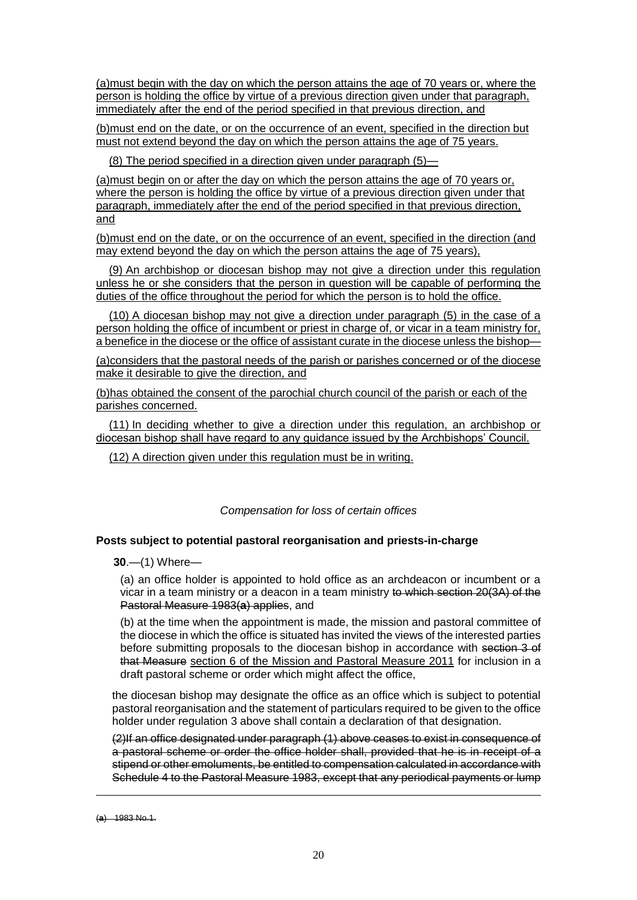(a)must begin with the day on which the person attains the age of 70 years or, where the person is holding the office by virtue of a previous direction given under that paragraph, immediately after the end of the period specified in that previous direction, and

(b)must end on the date, or on the occurrence of an event, specified in the direction but must not extend beyond the day on which the person attains the age of 75 years.

(8) The period specified in a direction given under paragraph (5)—

(a)must begin on or after the day on which the person attains the age of 70 years or, where the person is holding the office by virtue of a previous direction given under that paragraph, immediately after the end of the period specified in that previous direction, and

(b)must end on the date, or on the occurrence of an event, specified in the direction (and may extend beyond the day on which the person attains the age of 75 years),

(9) An archbishop or diocesan bishop may not give a direction under this regulation unless he or she considers that the person in question will be capable of performing the duties of the office throughout the period for which the person is to hold the office.

(10) A diocesan bishop may not give a direction under paragraph (5) in the case of a person holding the office of incumbent or priest in charge of, or vicar in a team ministry for, a benefice in the diocese or the office of assistant curate in the diocese unless the bishop—

(a)considers that the pastoral needs of the parish or parishes concerned or of the diocese make it desirable to give the direction, and

(b)has obtained the consent of the parochial church council of the parish or each of the parishes concerned.

(11) In deciding whether to give a direction under this regulation, an archbishop or diocesan bishop shall have regard to any guidance issued by the Archbishops' Council.

(12) A direction given under this regulation must be in writing.

*Compensation for loss of certain offices*

**Posts subject to potential pastoral reorganisation and priests-in-charge**

**30**.—(1) Where—

(a) an office holder is appointed to hold office as an archdeacon or incumbent or a vicar in a team ministry or a deacon in a team ministry ~~to which section 20(3A) of the Pastoral Measure 1983(a) applies~~, and

(b) at the time when the appointment is made, the mission and pastoral committee of the diocese in which the office is situated has invited the views of the interested parties before submitting proposals to the diocesan bishop in accordance with ~~section 3 of that Measure~~ section 6 of the Mission and Pastoral Measure 2011 for inclusion in a draft pastoral scheme or order which might affect the office,

the diocesan bishop may designate the office as an office which is subject to potential pastoral reorganisation and the statement of particulars required to be given to the office holder under regulation 3 above shall contain a declaration of that designation.

~~(2)If an office designated under paragraph (1) above ceases to exist in consequence of a pastoral scheme or order the office holder shall, provided that he is in receipt of a stipend or other emoluments, be entitled to compensation calculated in accordance with Schedule 4 to the Pastoral Measure 1983, except that any periodical payments or lump~~

~~(a) 1983 No.1.~~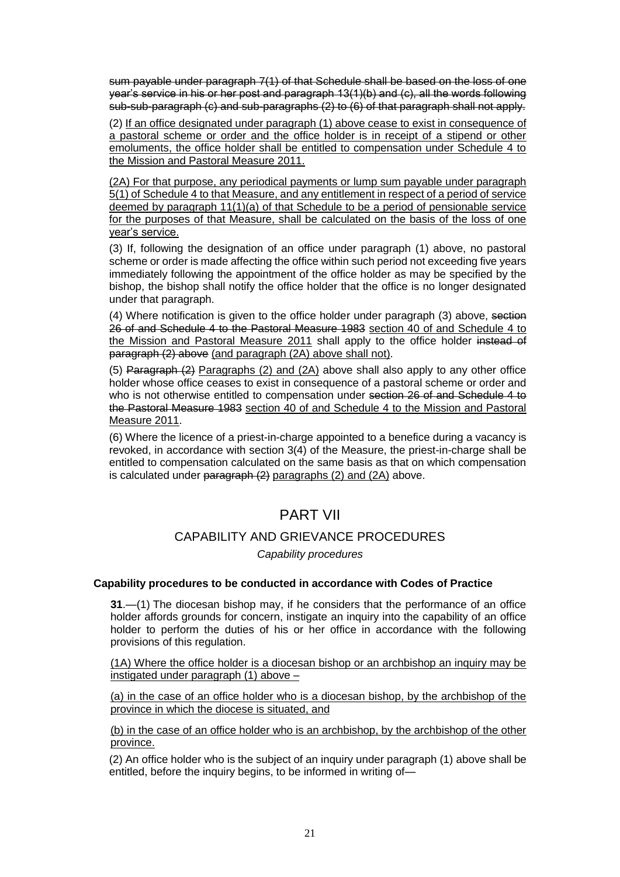~~sum payable under paragraph 7(1) of that Schedule shall be based on the loss of one year's service in his or her post and paragraph 13(1)(b) and (c), all the words following sub-sub-paragraph (c) and sub-paragraphs (2) to (6) of that paragraph shall not apply.~~

(2) <u>If an office designated under paragraph (1) above cease to exist in consequence of a pastoral scheme or order and the office holder is in receipt of a stipend or other emoluments, the office holder shall be entitled to compensation under Schedule 4 to the Mission and Pastoral Measure 2011.</u>

<u>(2A) For that purpose, any periodical payments or lump sum payable under paragraph 5(1) of Schedule 4 to that Measure, and any entitlement in respect of a period of service deemed by paragraph 11(1)(a) of that Schedule to be a period of pensionable service for the purposes of that Measure, shall be calculated on the basis of the loss of one year's service.</u>

(3) If, following the designation of an office under paragraph (1) above, no pastoral scheme or order is made affecting the office within such period not exceeding five years immediately following the appointment of the office holder as may be specified by the bishop, the bishop shall notify the office holder that the office is no longer designated under that paragraph.

(4) Where notification is given to the office holder under paragraph (3) above, ~~section 26 of and Schedule 4 to the Pastoral Measure 1983~~ <u>section 40 of and Schedule 4 to the Mission and Pastoral Measure 2011</u> shall apply to the office holder ~~instead of paragraph (2) above~~ <u>(and paragraph (2A) above shall not)</u>.

(5) ~~Paragraph (2)~~ <u>Paragraphs (2) and (2A)</u> above shall also apply to any other office holder whose office ceases to exist in consequence of a pastoral scheme or order and who is not otherwise entitled to compensation under ~~section 26 of and Schedule 4 to the Pastoral Measure 1983~~ <u>section 40 of and Schedule 4 to the Mission and Pastoral Measure 2011</u>.

(6) Where the licence of a priest-in-charge appointed to a benefice during a vacancy is revoked, in accordance with section 3(4) of the Measure, the priest-in-charge shall be entitled to compensation calculated on the same basis as that on which compensation is calculated under ~~paragraph (2)~~ <u>paragraphs (2) and (2A)</u> above.

# PART VII

## CAPABILITY AND GRIEVANCE PROCEDURES

*Capability procedures*

**Capability procedures to be conducted in accordance with Codes of Practice**

**31**.—(1) The diocesan bishop may, if he considers that the performance of an office holder affords grounds for concern, instigate an inquiry into the capability of an office holder to perform the duties of his or her office in accordance with the following provisions of this regulation.

<u>(1A) Where the office holder is a diocesan bishop or an archbishop an inquiry may be instigated under paragraph (1) above –</u>

<u>(a) in the case of an office holder who is a diocesan bishop, by the archbishop of the province in which the diocese is situated, and</u>

<u>(b) in the case of an office holder who is an archbishop, by the archbishop of the other province.</u>

(2) An office holder who is the subject of an inquiry under paragraph (1) above shall be entitled, before the inquiry begins, to be informed in writing of—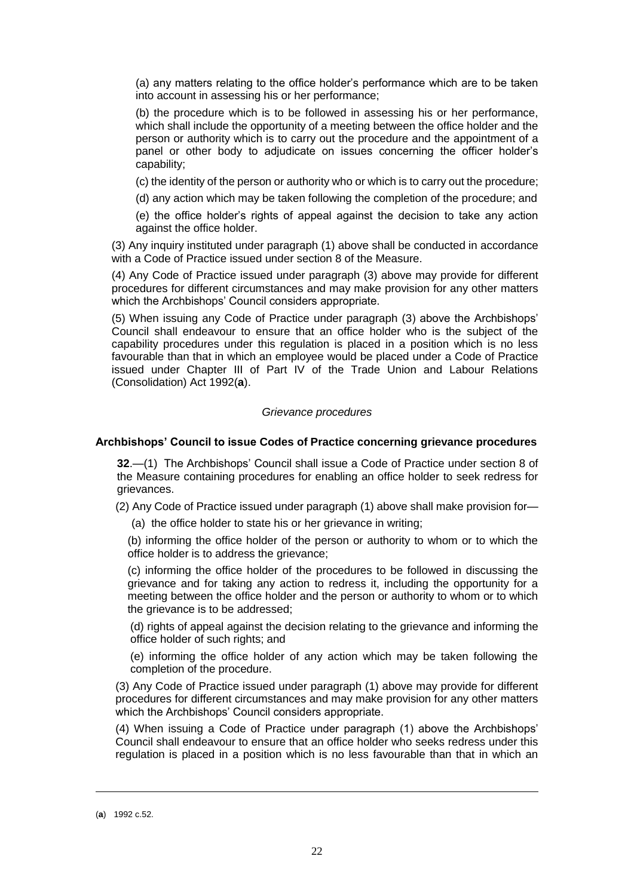(a) any matters relating to the office holder's performance which are to be taken into account in assessing his or her performance;

(b) the procedure which is to be followed in assessing his or her performance, which shall include the opportunity of a meeting between the office holder and the person or authority which is to carry out the procedure and the appointment of a panel or other body to adjudicate on issues concerning the officer holder's capability;

(c) the identity of the person or authority who or which is to carry out the procedure;

(d) any action which may be taken following the completion of the procedure; and

(e) the office holder's rights of appeal against the decision to take any action against the office holder.

(3) Any inquiry instituted under paragraph (1) above shall be conducted in accordance with a Code of Practice issued under section 8 of the Measure.

(4) Any Code of Practice issued under paragraph (3) above may provide for different procedures for different circumstances and may make provision for any other matters which the Archbishops' Council considers appropriate.

(5) When issuing any Code of Practice under paragraph (3) above the Archbishops' Council shall endeavour to ensure that an office holder who is the subject of the capability procedures under this regulation is placed in a position which is no less favourable than that in which an employee would be placed under a Code of Practice issued under Chapter III of Part IV of the Trade Union and Labour Relations (Consolidation) Act 1992([a]).

*Grievance procedures*

**Archbishops' Council to issue Codes of Practice concerning grievance procedures**

**32**.—(1) The Archbishops' Council shall issue a Code of Practice under section 8 of the Measure containing procedures for enabling an office holder to seek redress for grievances.

(2) Any Code of Practice issued under paragraph (1) above shall make provision for—

(a) the office holder to state his or her grievance in writing;

(b) informing the office holder of the person or authority to whom or to which the office holder is to address the grievance;

(c) informing the office holder of the procedures to be followed in discussing the grievance and for taking any action to redress it, including the opportunity for a meeting between the office holder and the person or authority to whom or to which the grievance is to be addressed;

(d) rights of appeal against the decision relating to the grievance and informing the office holder of such rights; and

(e) informing the office holder of any action which may be taken following the completion of the procedure.

(3) Any Code of Practice issued under paragraph (1) above may provide for different procedures for different circumstances and may make provision for any other matters which the Archbishops' Council considers appropriate.

(4) When issuing a Code of Practice under paragraph (1) above the Archbishops' Council shall endeavour to ensure that an office holder who seeks redress under this regulation is placed in a position which is no less favourable than that in which an

---

([a]) 1992 c.52.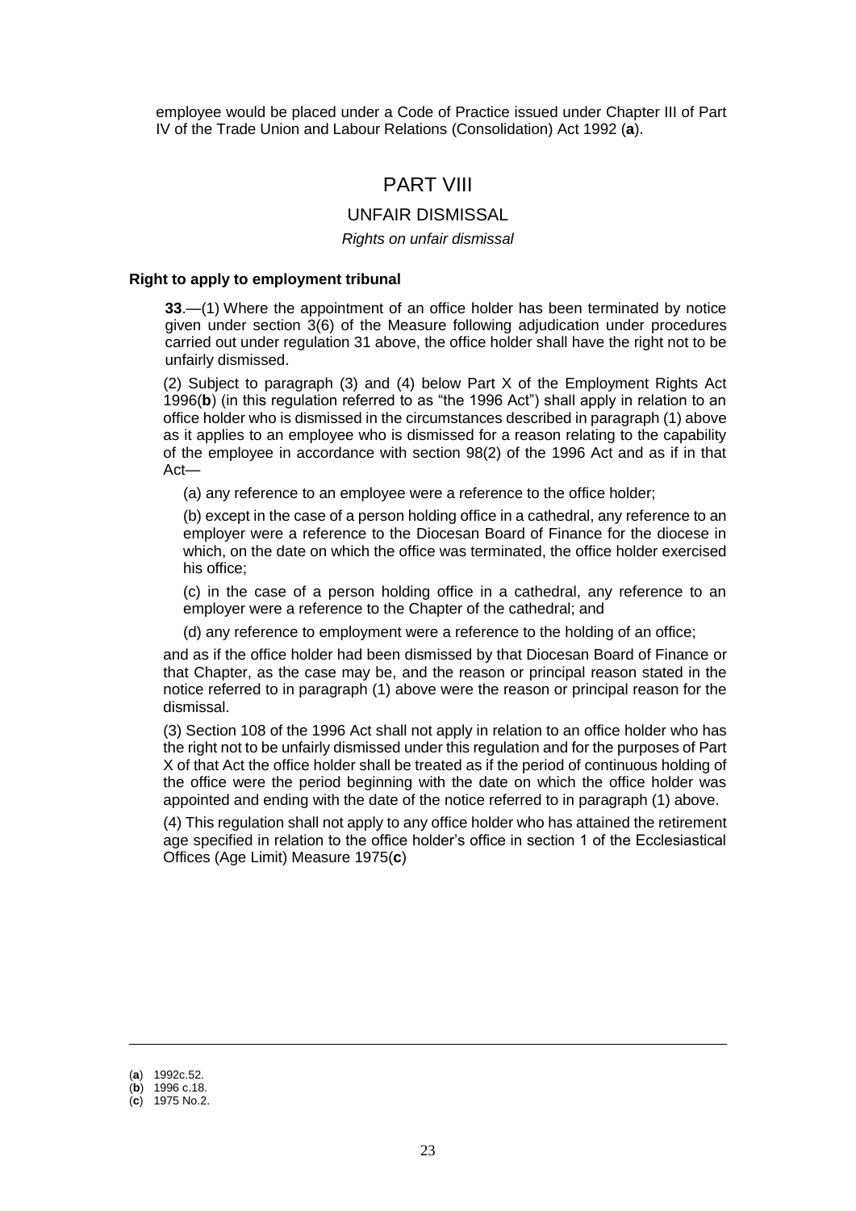employee would be placed under a Code of Practice issued under Chapter III of Part IV of the Trade Union and Labour Relations (Consolidation) Act 1992 (**a**).

# PART VIII

## UNFAIR DISMISSAL

*Rights on unfair dismissal*

### Right to apply to employment tribunal

**33**.—(1) Where the appointment of an office holder has been terminated by notice given under section 3(6) of the Measure following adjudication under procedures carried out under regulation 31 above, the office holder shall have the right not to be unfairly dismissed.

(2) Subject to paragraph (3) and (4) below Part X of the Employment Rights Act 1996(**b**) (in this regulation referred to as "the 1996 Act") shall apply in relation to an office holder who is dismissed in the circumstances described in paragraph (1) above as it applies to an employee who is dismissed for a reason relating to the capability of the employee in accordance with section 98(2) of the 1996 Act and as if in that Act—

(a) any reference to an employee were a reference to the office holder;

(b) except in the case of a person holding office in a cathedral, any reference to an employer were a reference to the Diocesan Board of Finance for the diocese in which, on the date on which the office was terminated, the office holder exercised his office;

(c) in the case of a person holding office in a cathedral, any reference to an employer were a reference to the Chapter of the cathedral; and

(d) any reference to employment were a reference to the holding of an office;

and as if the office holder had been dismissed by that Diocesan Board of Finance or that Chapter, as the case may be, and the reason or principal reason stated in the notice referred to in paragraph (1) above were the reason or principal reason for the dismissal.

(3) Section 108 of the 1996 Act shall not apply in relation to an office holder who has the right not to be unfairly dismissed under this regulation and for the purposes of Part X of that Act the office holder shall be treated as if the period of continuous holding of the office were the period beginning with the date on which the office holder was appointed and ending with the date of the notice referred to in paragraph (1) above.

(4) This regulation shall not apply to any office holder who has attained the retirement age specified in relation to the office holder's office in section 1 of the Ecclesiastical Offices (Age Limit) Measure 1975(**c**)

---

(**a**) 1992c.52.
(**b**) 1996 c.18.
(**c**) 1975 No.2.